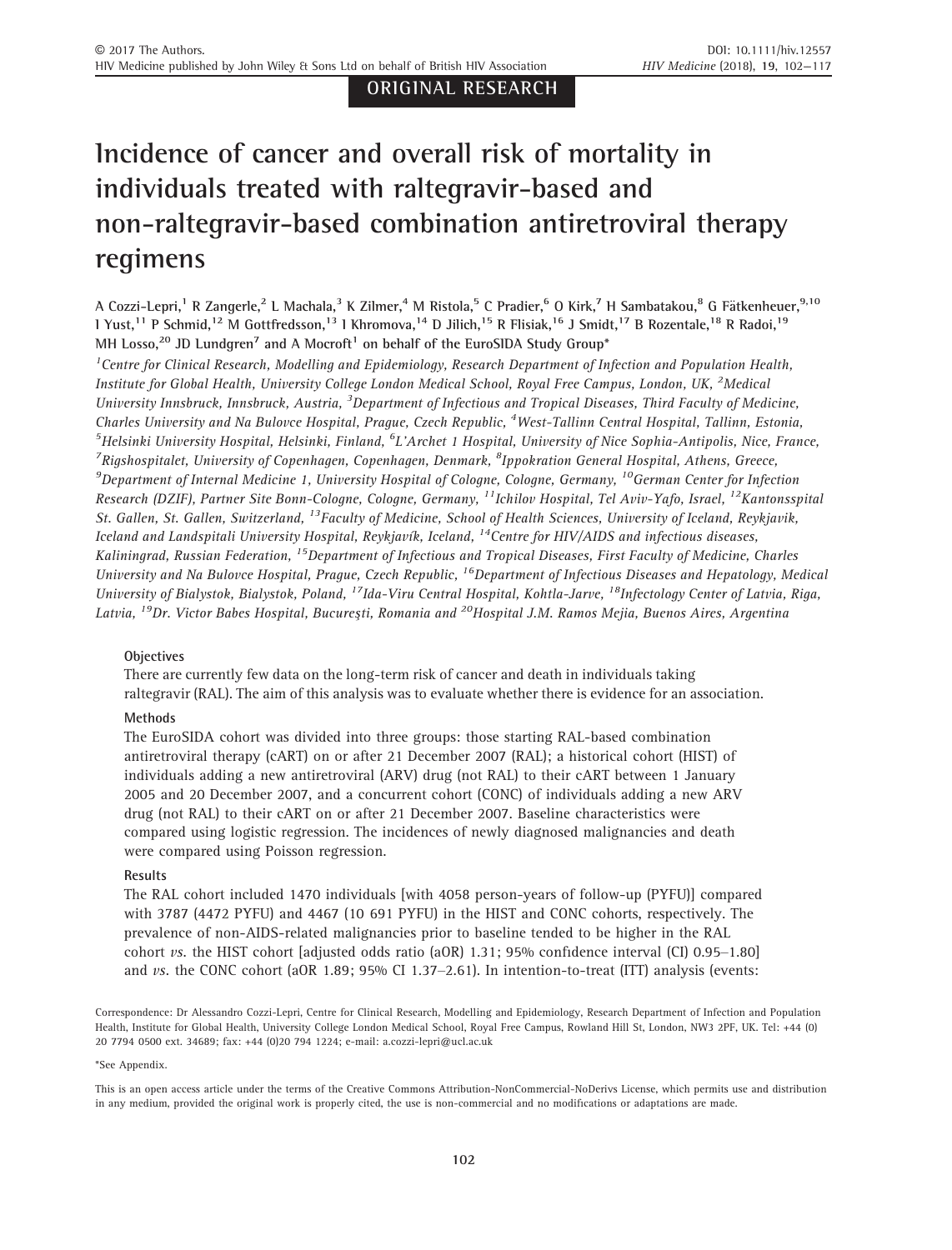ORIGINAL RESEARCH

# Incidence of cancer and overall risk of mortality in individuals treated with raltegravir-based and non-raltegravir-based combination antiretroviral therapy regimens

A Cozzi-Lepri,[1] R Zangerle,[2] L Machala,[3] K Zilmer,[4] M Ristola,[5] C Pradier,[6] O Kirk,[7] H Sambatakou,[8] G Fätkenheuer,[9,10] I Yust,[11] P Schmid,[12] M Gottfredsson,[13] I Khromova,[14] D Jilich,[15] R Flisiak,[16] J Smidt,[17] B Rozentale,[18] R Radoi,[19] MH Losso,[20] JD Lundgren[7] and A Mocroft[1] on behalf of the EuroSIDA Study Group*

[1]Centre for Clinical Research, Modelling and Epidemiology, Research Department of Infection and Population Health, Institute for Global Health, University College London Medical School, Royal Free Campus, London, UK, [2]Medical University Innsbruck, Innsbruck, Austria, [3]Department of Infectious and Tropical Diseases, Third Faculty of Medicine, Charles University and Na Bulovce Hospital, Prague, Czech Republic, [4]West-Tallinn Central Hospital, Tallinn, Estonia, [5]Helsinki University Hospital, Helsinki, Finland, [6]L'Archet 1 Hospital, University of Nice Sophia-Antipolis, Nice, France, [7]Rigshospitalet, University of Copenhagen, Copenhagen, Denmark, [8]Ippokration General Hospital, Athens, Greece, [9]Department of Internal Medicine 1, University Hospital of Cologne, Cologne, Germany, [10]German Center for Infection Research (DZIF), Partner Site Bonn-Cologne, Cologne, Germany, [11]Ichilov Hospital, Tel Aviv-Yafo, Israel, [12]Kantonsspital St. Gallen, St. Gallen, Switzerland, [13]Faculty of Medicine, School of Health Sciences, University of Iceland, Reykjavik, Iceland and Landspitali University Hospital, Reykjavík, Iceland, [14]Centre for HIV/AIDS and infectious diseases, Kaliningrad, Russian Federation, [15]Department of Infectious and Tropical Diseases, First Faculty of Medicine, Charles University and Na Bulovce Hospital, Prague, Czech Republic, [16]Department of Infectious Diseases and Hepatology, Medical University of Bialystok, Bialystok, Poland, [17]Ida-Viru Central Hospital, Kohtla-Jarve, [18]Infectology Center of Latvia, Riga, Latvia, [19]Dr. Victor Babes Hospital, Bucureşti, Romania and [20]Hospital J.M. Ramos Mejia, Buenos Aires, Argentina

### Objectives

There are currently few data on the long-term risk of cancer and death in individuals taking raltegravir (RAL). The aim of this analysis was to evaluate whether there is evidence for an association.

### Methods

The EuroSIDA cohort was divided into three groups: those starting RAL-based combination antiretroviral therapy (cART) on or after 21 December 2007 (RAL); a historical cohort (HIST) of individuals adding a new antiretroviral (ARV) drug (not RAL) to their cART between 1 January 2005 and 20 December 2007, and a concurrent cohort (CONC) of individuals adding a new ARV drug (not RAL) to their cART on or after 21 December 2007. Baseline characteristics were compared using logistic regression. The incidences of newly diagnosed malignancies and death were compared using Poisson regression.

### Results

The RAL cohort included 1470 individuals [with 4058 person-years of follow-up (PYFU)] compared with 3787 (4472 PYFU) and 4467 (10 691 PYFU) in the HIST and CONC cohorts, respectively. The prevalence of non-AIDS-related malignancies prior to baseline tended to be higher in the RAL cohort *vs.* the HIST cohort [adjusted odds ratio (aOR) 1.31; 95% confidence interval (CI) 0.95–1.80] and *vs.* the CONC cohort (aOR 1.89; 95% CI 1.37–2.61). In intention-to-treat (ITT) analysis (events:

Correspondence: Dr Alessandro Cozzi-Lepri, Centre for Clinical Research, Modelling and Epidemiology, Research Department of Infection and Population Health, Institute for Global Health, University College London Medical School, Royal Free Campus, Rowland Hill St, London, NW3 2PF, UK. Tel: +44 (0) 20 7794 0500 ext. 34689; fax: +44 (0)20 794 1224; e-mail: a.cozzi-lepri@ucl.ac.uk

*See Appendix.

This is an open access article under the terms of the Creative Commons Attribution-NonCommercial-NoDerivs License, which permits use and distribution in any medium, provided the original work is properly cited, the use is non-commercial and no modifications or adaptations are made.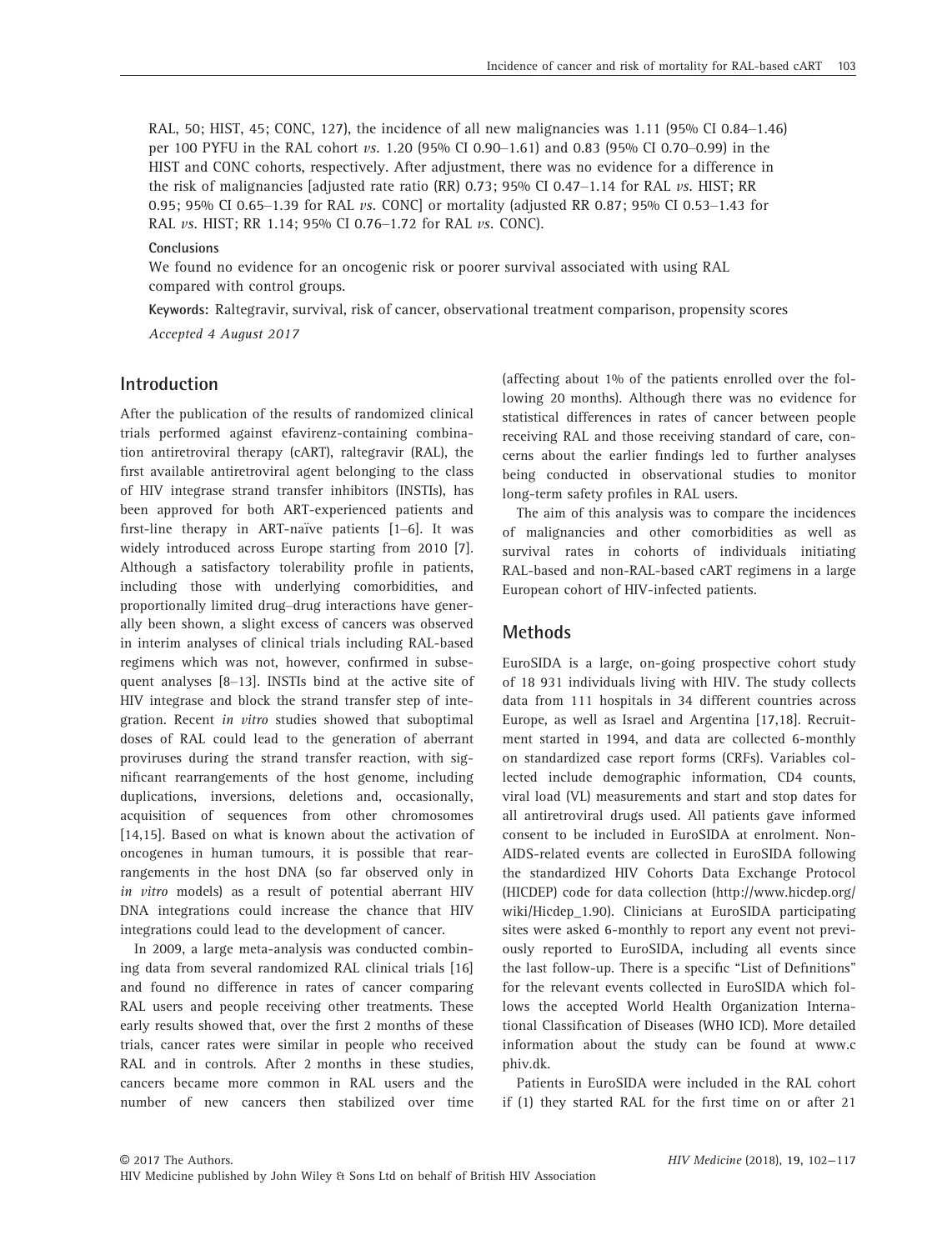RAL, 50; HIST, 45; CONC, 127), the incidence of all new malignancies was 1.11 (95% CI 0.84–1.46) per 100 PYFU in the RAL cohort *vs.* 1.20 (95% CI 0.90–1.61) and 0.83 (95% CI 0.70–0.99) in the HIST and CONC cohorts, respectively. After adjustment, there was no evidence for a difference in the risk of malignancies [adjusted rate ratio (RR) 0.73; 95% CI 0.47–1.14 for RAL *vs.* HIST; RR 0.95; 95% CI 0.65–1.39 for RAL *vs.* CONC] or mortality (adjusted RR 0.87; 95% CI 0.53–1.43 for RAL *vs.* HIST; RR 1.14; 95% CI 0.76–1.72 for RAL *vs.* CONC).

**Conclusions**

We found no evidence for an oncogenic risk or poorer survival associated with using RAL compared with control groups.

**Keywords:** Raltegravir, survival, risk of cancer, observational treatment comparison, propensity scores

*Accepted 4 August 2017*

## Introduction

After the publication of the results of randomized clinical trials performed against efavirenz-containing combination antiretroviral therapy (cART), raltegravir (RAL), the first available antiretroviral agent belonging to the class of HIV integrase strand transfer inhibitors (INSTIs), has been approved for both ART-experienced patients and first-line therapy in ART-naïve patients [1–6]. It was widely introduced across Europe starting from 2010 [7]. Although a satisfactory tolerability profile in patients, including those with underlying comorbidities, and proportionally limited drug–drug interactions have generally been shown, a slight excess of cancers was observed in interim analyses of clinical trials including RAL-based regimens which was not, however, confirmed in subsequent analyses [8–13]. INSTIs bind at the active site of HIV integrase and block the strand transfer step of integration. Recent *in vitro* studies showed that suboptimal doses of RAL could lead to the generation of aberrant proviruses during the strand transfer reaction, with significant rearrangements of the host genome, including duplications, inversions, deletions and, occasionally, acquisition of sequences from other chromosomes [14,15]. Based on what is known about the activation of oncogenes in human tumours, it is possible that rearrangements in the host DNA (so far observed only in *in vitro* models) as a result of potential aberrant HIV DNA integrations could increase the chance that HIV integrations could lead to the development of cancer.

In 2009, a large meta-analysis was conducted combining data from several randomized RAL clinical trials [16] and found no difference in rates of cancer comparing RAL users and people receiving other treatments. These early results showed that, over the first 2 months of these trials, cancer rates were similar in people who received RAL and in controls. After 2 months in these studies, cancers became more common in RAL users and the number of new cancers then stabilized over time (affecting about 1% of the patients enrolled over the following 20 months). Although there was no evidence for statistical differences in rates of cancer between people receiving RAL and those receiving standard of care, concerns about the earlier findings led to further analyses being conducted in observational studies to monitor long-term safety profiles in RAL users.

The aim of this analysis was to compare the incidences of malignancies and other comorbidities as well as survival rates in cohorts of individuals initiating RAL-based and non-RAL-based cART regimens in a large European cohort of HIV-infected patients.

## Methods

EuroSIDA is a large, on-going prospective cohort study of 18 931 individuals living with HIV. The study collects data from 111 hospitals in 34 different countries across Europe, as well as Israel and Argentina [17,18]. Recruitment started in 1994, and data are collected 6-monthly on standardized case report forms (CRFs). Variables collected include demographic information, CD4 counts, viral load (VL) measurements and start and stop dates for all antiretroviral drugs used. All patients gave informed consent to be included in EuroSIDA at enrolment. Non-AIDS-related events are collected in EuroSIDA following the standardized HIV Cohorts Data Exchange Protocol (HICDEP) code for data collection (http://www.hicdep.org/wiki/Hicdep_1.90). Clinicians at EuroSIDA participating sites were asked 6-monthly to report any event not previously reported to EuroSIDA, including all events since the last follow-up. There is a specific "List of Definitions" for the relevant events collected in EuroSIDA which follows the accepted World Health Organization International Classification of Diseases (WHO ICD). More detailed information about the study can be found at www.chip.dk.

Patients in EuroSIDA were included in the RAL cohort if (1) they started RAL for the first time on or after 21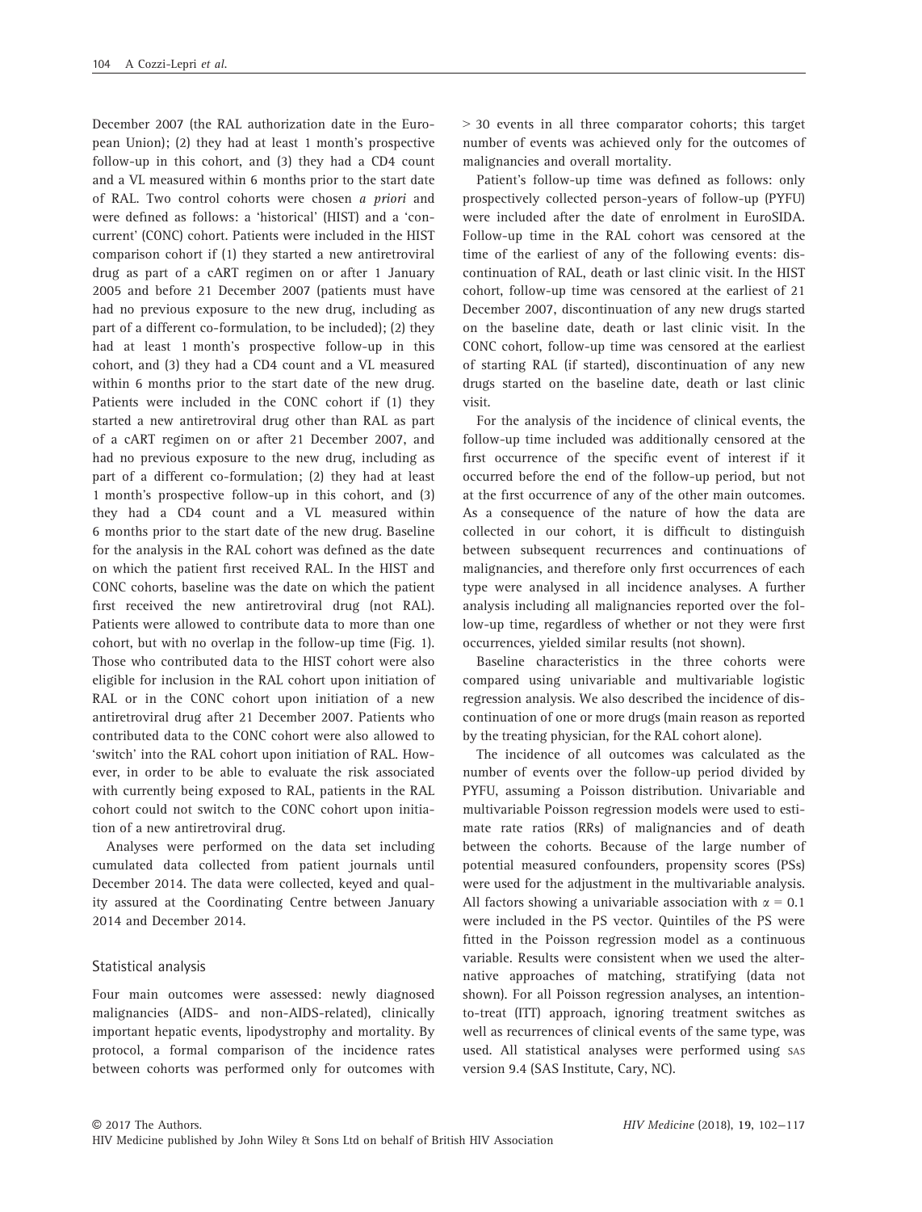December 2007 (the RAL authorization date in the European Union); (2) they had at least 1 month's prospective follow-up in this cohort, and (3) they had a CD4 count and a VL measured within 6 months prior to the start date of RAL. Two control cohorts were chosen *a priori* and were defined as follows: a 'historical' (HIST) and a 'concurrent' (CONC) cohort. Patients were included in the HIST comparison cohort if (1) they started a new antiretroviral drug as part of a cART regimen on or after 1 January 2005 and before 21 December 2007 (patients must have had no previous exposure to the new drug, including as part of a different co-formulation, to be included); (2) they had at least 1 month's prospective follow-up in this cohort, and (3) they had a CD4 count and a VL measured within 6 months prior to the start date of the new drug. Patients were included in the CONC cohort if (1) they started a new antiretroviral drug other than RAL as part of a cART regimen on or after 21 December 2007, and had no previous exposure to the new drug, including as part of a different co-formulation; (2) they had at least 1 month's prospective follow-up in this cohort, and (3) they had a CD4 count and a VL measured within 6 months prior to the start date of the new drug. Baseline for the analysis in the RAL cohort was defined as the date on which the patient first received RAL. In the HIST and CONC cohorts, baseline was the date on which the patient first received the new antiretroviral drug (not RAL). Patients were allowed to contribute data to more than one cohort, but with no overlap in the follow-up time (Fig. 1). Those who contributed data to the HIST cohort were also eligible for inclusion in the RAL cohort upon initiation of RAL or in the CONC cohort upon initiation of a new antiretroviral drug after 21 December 2007. Patients who contributed data to the CONC cohort were also allowed to 'switch' into the RAL cohort upon initiation of RAL. However, in order to be able to evaluate the risk associated with currently being exposed to RAL, patients in the RAL cohort could not switch to the CONC cohort upon initiation of a new antiretroviral drug.

Analyses were performed on the data set including cumulated data collected from patient journals until December 2014. The data were collected, keyed and quality assured at the Coordinating Centre between January 2014 and December 2014.

## Statistical analysis

Four main outcomes were assessed: newly diagnosed malignancies (AIDS- and non-AIDS-related), clinically important hepatic events, lipodystrophy and mortality. By protocol, a formal comparison of the incidence rates between cohorts was performed only for outcomes with > 30 events in all three comparator cohorts; this target number of events was achieved only for the outcomes of malignancies and overall mortality.

Patient's follow-up time was defined as follows: only prospectively collected person-years of follow-up (PYFU) were included after the date of enrolment in EuroSIDA. Follow-up time in the RAL cohort was censored at the time of the earliest of any of the following events: discontinuation of RAL, death or last clinic visit. In the HIST cohort, follow-up time was censored at the earliest of 21 December 2007, discontinuation of any new drugs started on the baseline date, death or last clinic visit. In the CONC cohort, follow-up time was censored at the earliest of starting RAL (if started), discontinuation of any new drugs started on the baseline date, death or last clinic visit.

For the analysis of the incidence of clinical events, the follow-up time included was additionally censored at the first occurrence of the specific event of interest if it occurred before the end of the follow-up period, but not at the first occurrence of any of the other main outcomes. As a consequence of the nature of how the data are collected in our cohort, it is difficult to distinguish between subsequent recurrences and continuations of malignancies, and therefore only first occurrences of each type were analysed in all incidence analyses. A further analysis including all malignancies reported over the follow-up time, regardless of whether or not they were first occurrences, yielded similar results (not shown).

Baseline characteristics in the three cohorts were compared using univariable and multivariable logistic regression analysis. We also described the incidence of discontinuation of one or more drugs (main reason as reported by the treating physician, for the RAL cohort alone).

The incidence of all outcomes was calculated as the number of events over the follow-up period divided by PYFU, assuming a Poisson distribution. Univariable and multivariable Poisson regression models were used to estimate rate ratios (RRs) of malignancies and of death between the cohorts. Because of the large number of potential measured confounders, propensity scores (PSs) were used for the adjustment in the multivariable analysis. All factors showing a univariable association with $\alpha = 0.1$ were included in the PS vector. Quintiles of the PS were fitted in the Poisson regression model as a continuous variable. Results were consistent when we used the alternative approaches of matching, stratifying (data not shown). For all Poisson regression analyses, an intention-to-treat (ITT) approach, ignoring treatment switches as well as recurrences of clinical events of the same type, was used. All statistical analyses were performed using SAS version 9.4 (SAS Institute, Cary, NC).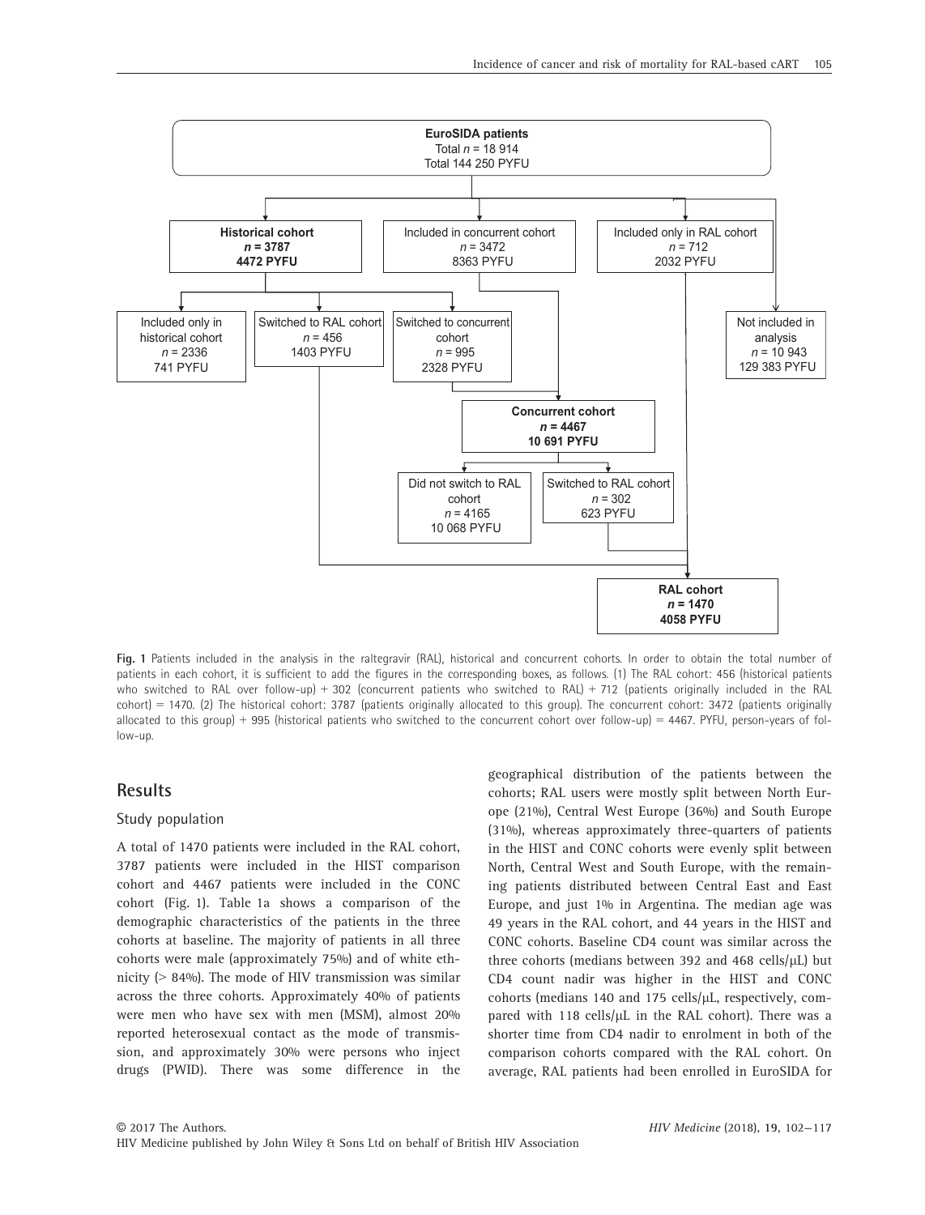EuroSIDA patients
Total $n$ = 18 914
Total 144 250 PYFU

**Historical cohort**
***n* = 3787**
**4472 PYFU**

Included in concurrent cohort
$n$ = 3472
8363 PYFU

Included only in RAL cohort
$n$ = 712
2032 PYFU

Included only in historical cohort
$n$ = 2336
741 PYFU

Switched to RAL cohort
$n$ = 456
1403 PYFU

Switched to concurrent cohort
$n$ = 995
2328 PYFU

Not included in analysis
$n$ = 10 943
129 383 PYFU

**Concurrent cohort**
***n* = 4467**
**10 691 PYFU**

Did not switch to RAL cohort
$n$ = 4165
10 068 PYFU

Switched to RAL cohort
$n$ = 302
623 PYFU

**RAL cohort**
***n* = 1470**
**4058 PYFU**

**Fig. 1** Patients included in the analysis in the raltegravir (RAL), historical and concurrent cohorts. In order to obtain the total number of patients in each cohort, it is sufficient to add the figures in the corresponding boxes, as follows. (1) The RAL cohort: 456 (historical patients who switched to RAL over follow-up) + 302 (concurrent patients who switched to RAL) + 712 (patients originally included in the RAL cohort) = 1470. (2) The historical cohort: 3787 (patients originally allocated to this group). The concurrent cohort: 3472 (patients originally allocated to this group) + 995 (historical patients who switched to the concurrent cohort over follow-up) = 4467. PYFU, person-years of follow-up.

## Results

### Study population

A total of 1470 patients were included in the RAL cohort, 3787 patients were included in the HIST comparison cohort and 4467 patients were included in the CONC cohort (Fig. 1). Table 1a shows a comparison of the demographic characteristics of the patients in the three cohorts at baseline. The majority of patients in all three cohorts were male (approximately 75%) and of white ethnicity (> 84%). The mode of HIV transmission was similar across the three cohorts. Approximately 40% of patients were men who have sex with men (MSM), almost 20% reported heterosexual contact as the mode of transmission, and approximately 30% were persons who inject drugs (PWID). There was some difference in the geographical distribution of the patients between the cohorts; RAL users were mostly split between North Europe (21%), Central West Europe (36%) and South Europe (31%), whereas approximately three-quarters of patients in the HIST and CONC cohorts were evenly split between North, Central West and South Europe, with the remaining patients distributed between Central East and East Europe, and just 1% in Argentina. The median age was 49 years in the RAL cohort, and 44 years in the HIST and CONC cohorts. Baseline CD4 count was similar across the three cohorts (medians between 392 and 468 cells/μL) but CD4 count nadir was higher in the HIST and CONC cohorts (medians 140 and 175 cells/μL, respectively, compared with 118 cells/μL in the RAL cohort). There was a shorter time from CD4 nadir to enrolment in both of the comparison cohorts compared with the RAL cohort. On average, RAL patients had been enrolled in EuroSIDA for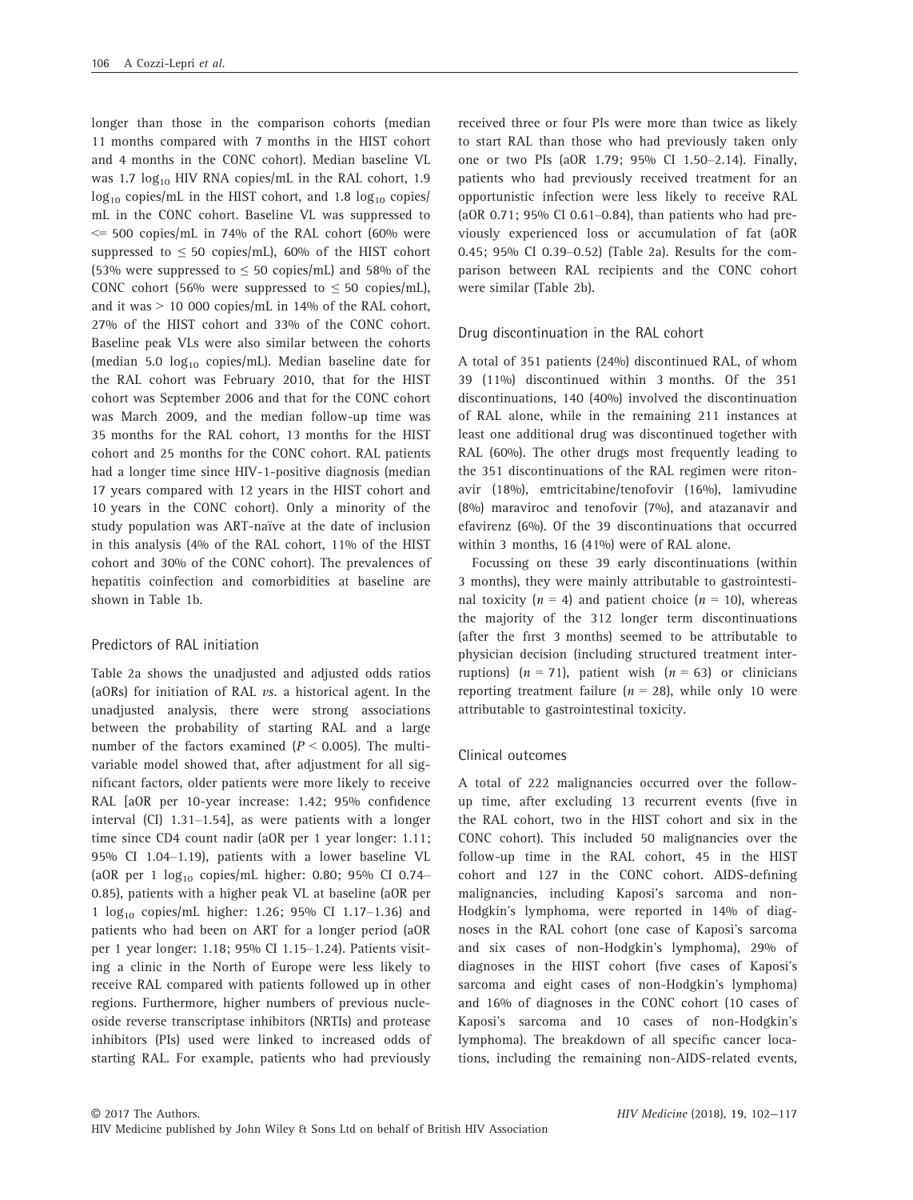longer than those in the comparison cohorts (median 11 months compared with 7 months in the HIST cohort and 4 months in the CONC cohort). Median baseline VL was 1.7 $\log_{10}$ HIV RNA copies/mL in the RAL cohort, 1.9 $\log_{10}$ copies/mL in the HIST cohort, and 1.8 $\log_{10}$ copies/mL in the CONC cohort. Baseline VL was suppressed to $\leq$ 500 copies/mL in 74% of the RAL cohort (60% were suppressed to $\leq$ 50 copies/mL), 60% of the HIST cohort (53% were suppressed to $\leq$ 50 copies/mL) and 58% of the CONC cohort (56% were suppressed to $\leq$ 50 copies/mL), and it was > 10 000 copies/mL in 14% of the RAL cohort, 27% of the HIST cohort and 33% of the CONC cohort. Baseline peak VLs were also similar between the cohorts (median 5.0 $\log_{10}$ copies/mL). Median baseline date for the RAL cohort was February 2010, that for the HIST cohort was September 2006 and that for the CONC cohort was March 2009, and the median follow-up time was 35 months for the RAL cohort, 13 months for the HIST cohort and 25 months for the CONC cohort. RAL patients had a longer time since HIV-1-positive diagnosis (median 17 years compared with 12 years in the HIST cohort and 10 years in the CONC cohort). Only a minority of the study population was ART-naïve at the date of inclusion in this analysis (4% of the RAL cohort, 11% of the HIST cohort and 30% of the CONC cohort). The prevalences of hepatitis coinfection and comorbidities at baseline are shown in Table 1b.

### Predictors of RAL initiation

Table 2a shows the unadjusted and adjusted odds ratios (aORs) for initiation of RAL *vs*. a historical agent. In the unadjusted analysis, there were strong associations between the probability of starting RAL and a large number of the factors examined ($P < 0.005$). The multivariable model showed that, after adjustment for all significant factors, older patients were more likely to receive RAL [aOR per 10-year increase: 1.42; 95% confidence interval (CI) 1.31–1.54], as were patients with a longer time since CD4 count nadir (aOR per 1 year longer: 1.11; 95% CI 1.04–1.19), patients with a lower baseline VL (aOR per 1 $\log_{10}$ copies/mL higher: 0.80; 95% CI 0.74–0.85), patients with a higher peak VL at baseline (aOR per 1 $\log_{10}$ copies/mL higher: 1.26; 95% CI 1.17–1.36) and patients who had been on ART for a longer period (aOR per 1 year longer: 1.18; 95% CI 1.15–1.24). Patients visiting a clinic in the North of Europe were less likely to receive RAL compared with patients followed up in other regions. Furthermore, higher numbers of previous nucleoside reverse transcriptase inhibitors (NRTIs) and protease inhibitors (PIs) used were linked to increased odds of starting RAL. For example, patients who had previously received three or four PIs were more than twice as likely to start RAL than those who had previously taken only one or two PIs (aOR 1.79; 95% CI 1.50–2.14). Finally, patients who had previously received treatment for an opportunistic infection were less likely to receive RAL (aOR 0.71; 95% CI 0.61–0.84), than patients who had previously experienced loss or accumulation of fat (aOR 0.45; 95% CI 0.39–0.52) (Table 2a). Results for the comparison between RAL recipients and the CONC cohort were similar (Table 2b).

### Drug discontinuation in the RAL cohort

A total of 351 patients (24%) discontinued RAL, of whom 39 (11%) discontinued within 3 months. Of the 351 discontinuations, 140 (40%) involved the discontinuation of RAL alone, while in the remaining 211 instances at least one additional drug was discontinued together with RAL (60%). The other drugs most frequently leading to the 351 discontinuations of the RAL regimen were ritonavir (18%), emtricitabine/tenofovir (16%), lamivudine (8%) maraviroc and tenofovir (7%), and atazanavir and efavirenz (6%). Of the 39 discontinuations that occurred within 3 months, 16 (41%) were of RAL alone.

Focussing on these 39 early discontinuations (within 3 months), they were mainly attributable to gastrointestinal toxicity ($n = 4$) and patient choice ($n = 10$), whereas the majority of the 312 longer term discontinuations (after the first 3 months) seemed to be attributable to physician decision (including structured treatment interruptions) ($n = 71$), patient wish ($n = 63$) or clinicians reporting treatment failure ($n = 28$), while only 10 were attributable to gastrointestinal toxicity.

### Clinical outcomes

A total of 222 malignancies occurred over the follow-up time, after excluding 13 recurrent events (five in the RAL cohort, two in the HIST cohort and six in the CONC cohort). This included 50 malignancies over the follow-up time in the RAL cohort, 45 in the HIST cohort and 127 in the CONC cohort. AIDS-defining malignancies, including Kaposi's sarcoma and non-Hodgkin's lymphoma, were reported in 14% of diagnoses in the RAL cohort (one case of Kaposi's sarcoma and six cases of non-Hodgkin's lymphoma), 29% of diagnoses in the HIST cohort (five cases of Kaposi's sarcoma and eight cases of non-Hodgkin's lymphoma) and 16% of diagnoses in the CONC cohort (10 cases of Kaposi's sarcoma and 10 cases of non-Hodgkin's lymphoma). The breakdown of all specific cancer locations, including the remaining non-AIDS-related events,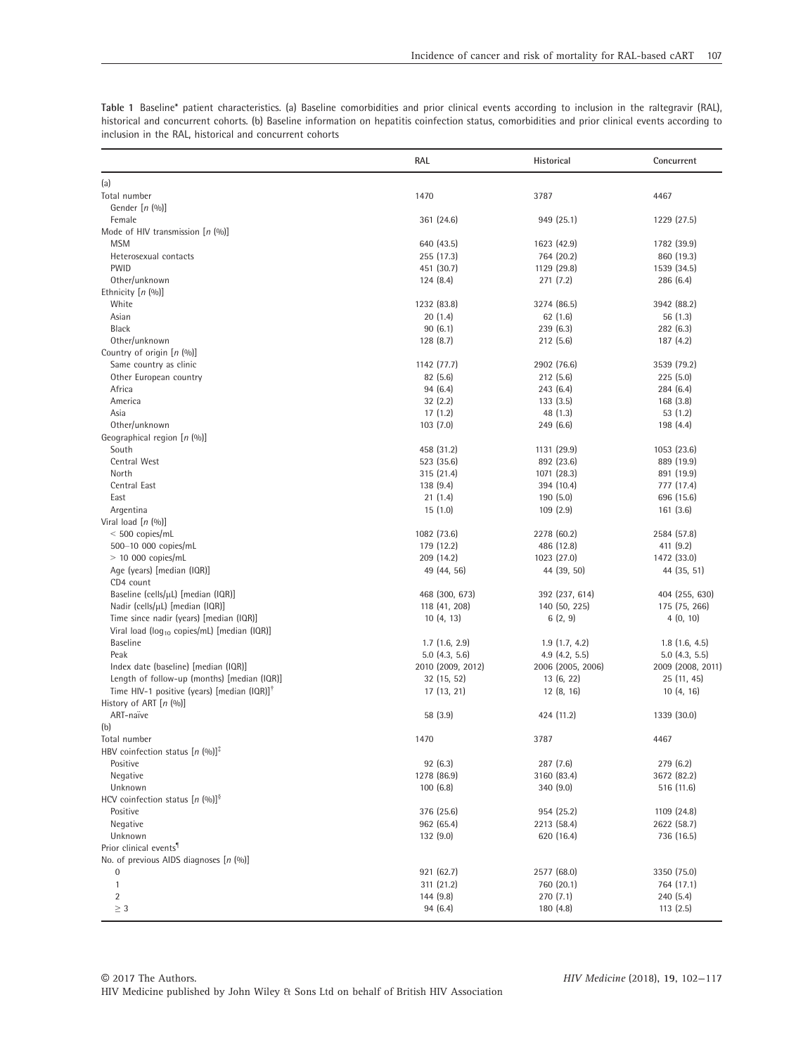**Table 1** Baseline* patient characteristics. (a) Baseline comorbidities and prior clinical events according to inclusion in the raltegravir (RAL), historical and concurrent cohorts. (b) Baseline information on hepatitis coinfection status, comorbidities and prior clinical events according to inclusion in the RAL, historical and concurrent cohorts

| | RAL | Historical | Concurrent |
|---|---|---|---|
| (a) | | | |
| Total number | 1470 | 3787 | 4467 |
| Gender [n (%)] | | | |
| Female | 361 (24.6) | 949 (25.1) | 1229 (27.5) |
| Mode of HIV transmission [n (%)] | | | |
| MSM | 640 (43.5) | 1623 (42.9) | 1782 (39.9) |
| Heterosexual contacts | 255 (17.3) | 764 (20.2) | 860 (19.3) |
| PWID | 451 (30.7) | 1129 (29.8) | 1539 (34.5) |
| Other/unknown | 124 (8.4) | 271 (7.2) | 286 (6.4) |
| Ethnicity [n (%)] | | | |
| White | 1232 (83.8) | 3274 (86.5) | 3942 (88.2) |
| Asian | 20 (1.4) | 62 (1.6) | 56 (1.3) |
| Black | 90 (6.1) | 239 (6.3) | 282 (6.3) |
| Other/unknown | 128 (8.7) | 212 (5.6) | 187 (4.2) |
| Country of origin [n (%)] | | | |
| Same country as clinic | 1142 (77.7) | 2902 (76.6) | 3539 (79.2) |
| Other European country | 82 (5.6) | 212 (5.6) | 225 (5.0) |
| Africa | 94 (6.4) | 243 (6.4) | 284 (6.4) |
| America | 32 (2.2) | 133 (3.5) | 168 (3.8) |
| Asia | 17 (1.2) | 48 (1.3) | 53 (1.2) |
| Other/unknown | 103 (7.0) | 249 (6.6) | 198 (4.4) |
| Geographical region [n (%)] | | | |
| South | 458 (31.2) | 1131 (29.9) | 1053 (23.6) |
| Central West | 523 (35.6) | 892 (23.6) | 889 (19.9) |
| North | 315 (21.4) | 1071 (28.3) | 891 (19.9) |
| Central East | 138 (9.4) | 394 (10.4) | 777 (17.4) |
| East | 21 (1.4) | 190 (5.0) | 696 (15.6) |
| Argentina | 15 (1.0) | 109 (2.9) | 161 (3.6) |
| Viral load [n (%)] | | | |
| < 500 copies/mL | 1082 (73.6) | 2278 (60.2) | 2584 (57.8) |
| 500–10 000 copies/mL | 179 (12.2) | 486 (12.8) | 411 (9.2) |
| > 10 000 copies/mL | 209 (14.2) | 1023 (27.0) | 1472 (33.0) |
| Age (years) [median (IQR)] | 49 (44, 56) | 44 (39, 50) | 44 (35, 51) |
| CD4 count | | | |
| Baseline (cells/μL) [median (IQR)] | 468 (300, 673) | 392 (237, 614) | 404 (255, 630) |
| Nadir (cells/μL) [median (IQR)] | 118 (41, 208) | 140 (50, 225) | 175 (75, 266) |
| Time since nadir (years) [median (IQR)] | 10 (4, 13) | 6 (2, 9) | 4 (0, 10) |
| Viral load ($\log_{10}$ copies/mL) [median (IQR)] | | | |
| Baseline | 1.7 (1.6, 2.9) | 1.9 (1.7, 4.2) | 1.8 (1.6, 4.5) |
| Peak | 5.0 (4.3, 5.6) | 4.9 (4.2, 5.5) | 5.0 (4.3, 5.5) |
| Index date (baseline) [median (IQR)] | 2010 (2009, 2012) | 2006 (2005, 2006) | 2009 (2008, 2011) |
| Length of follow-up (months) [median (IQR)] | 32 (15, 52) | 13 (6, 22) | 25 (11, 45) |
| Time HIV-1 positive (years) [median (IQR)]† | 17 (13, 21) | 12 (8, 16) | 10 (4, 16) |
| History of ART [n (%)] | | | |
| ART-naïve | 58 (3.9) | 424 (11.2) | 1339 (30.0) |
| (b) | | | |
| Total number | 1470 | 3787 | 4467 |
| HBV coinfection status [n (%)]‡ | | | |
| Positive | 92 (6.3) | 287 (7.6) | 279 (6.2) |
| Negative | 1278 (86.9) | 3160 (83.4) | 3672 (82.2) |
| Unknown | 100 (6.8) | 340 (9.0) | 516 (11.6) |
| HCV coinfection status [n (%)]§ | | | |
| Positive | 376 (25.6) | 954 (25.2) | 1109 (24.8) |
| Negative | 962 (65.4) | 2213 (58.4) | 2622 (58.7) |
| Unknown | 132 (9.0) | 620 (16.4) | 736 (16.5) |
| Prior clinical events¶ | | | |
| No. of previous AIDS diagnoses [n (%)] | | | |
| 0 | 921 (62.7) | 2577 (68.0) | 3350 (75.0) |
| 1 | 311 (21.2) | 760 (20.1) | 764 (17.1) |
| 2 | 144 (9.8) | 270 (7.1) | 240 (5.4) |
| ≥ 3 | 94 (6.4) | 180 (4.8) | 113 (2.5) |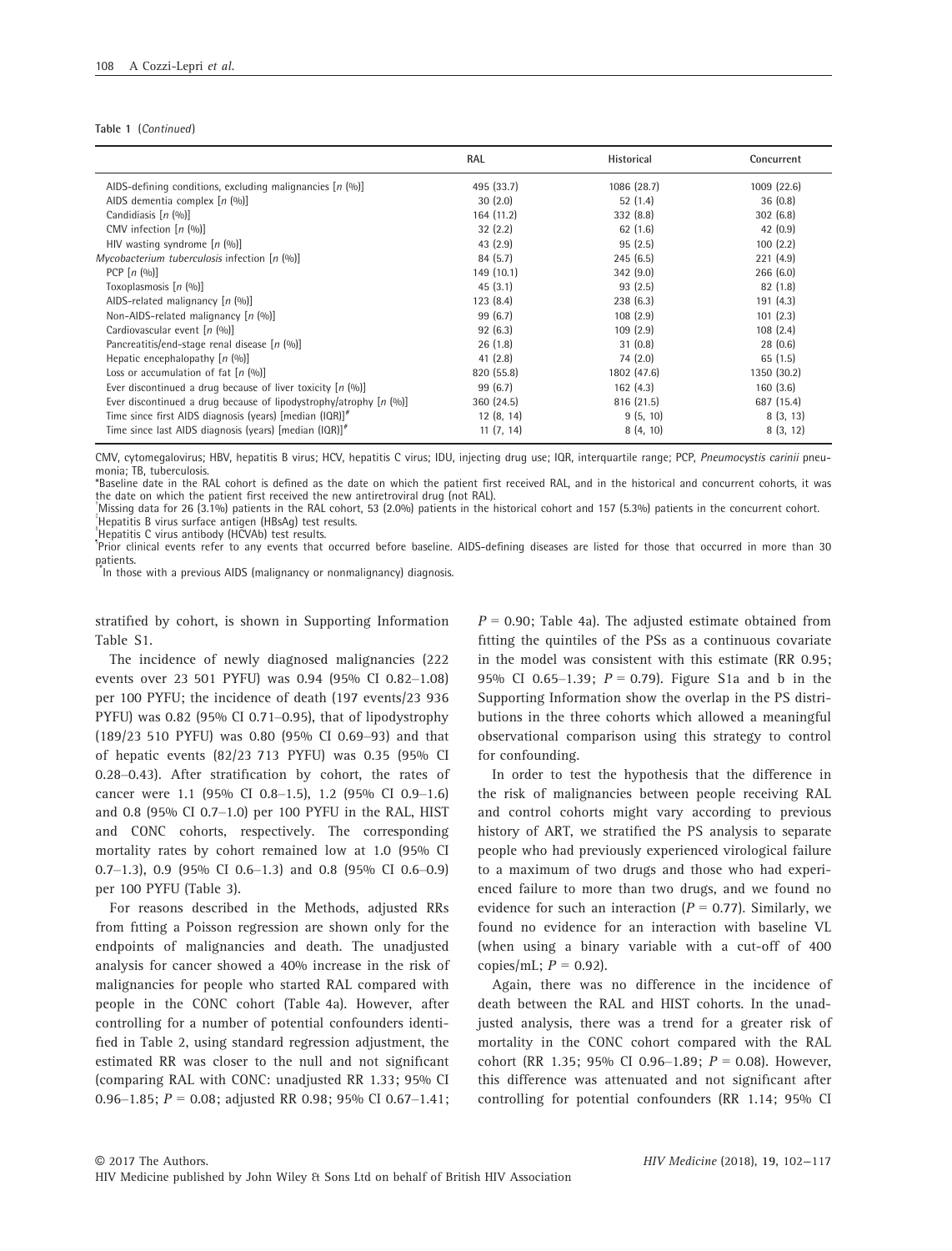Table 1 (Continued)

| | RAL | Historical | Concurrent |
|---|---|---|---|
| AIDS-defining conditions, excluding malignancies [n (%)] | 495 (33.7) | 1086 (28.7) | 1009 (22.6) |
| AIDS dementia complex [n (%)] | 30 (2.0) | 52 (1.4) | 36 (0.8) |
| Candidiasis [n (%)] | 164 (11.2) | 332 (8.8) | 302 (6.8) |
| CMV infection [n (%)] | 32 (2.2) | 62 (1.6) | 42 (0.9) |
| HIV wasting syndrome [n (%)] | 43 (2.9) | 95 (2.5) | 100 (2.2) |
| *Mycobacterium tuberculosis* infection [n (%)] | 84 (5.7) | 245 (6.5) | 221 (4.9) |
| PCP [n (%)] | 149 (10.1) | 342 (9.0) | 266 (6.0) |
| Toxoplasmosis [n (%)] | 45 (3.1) | 93 (2.5) | 82 (1.8) |
| AIDS-related malignancy [n (%)] | 123 (8.4) | 238 (6.3) | 191 (4.3) |
| Non-AIDS-related malignancy [n (%)] | 99 (6.7) | 108 (2.9) | 101 (2.3) |
| Cardiovascular event [n (%)] | 92 (6.3) | 109 (2.9) | 108 (2.4) |
| Pancreatitis/end-stage renal disease [n (%)] | 26 (1.8) | 31 (0.8) | 28 (0.6) |
| Hepatic encephalopathy [n (%)] | 41 (2.8) | 74 (2.0) | 65 (1.5) |
| Loss or accumulation of fat [n (%)] | 820 (55.8) | 1802 (47.6) | 1350 (30.2) |
| Ever discontinued a drug because of liver toxicity [n (%)] | 99 (6.7) | 162 (4.3) | 160 (3.6) |
| Ever discontinued a drug because of lipodystrophy/atrophy [n (%)] | 360 (24.5) | 816 (21.5) | 687 (15.4) |
| Time since first AIDS diagnosis (years) [median (IQR)][#] | 12 (8, 14) | 9 (5, 10) | 8 (3, 13) |
| Time since last AIDS diagnosis (years) [median (IQR)][#] | 11 (7, 14) | 8 (4, 10) | 8 (3, 12) |

CMV, cytomegalovirus; HBV, hepatitis B virus; HCV, hepatitis C virus; IDU, injecting drug use; IQR, interquartile range; PCP, *Pneumocystis carinii* pneumonia; TB, tuberculosis.
*Baseline date in the RAL cohort is defined as the date on which the patient first received RAL, and in the historical and concurrent cohorts, it was the date on which the patient first received the new antiretroviral drug (not RAL).
†Missing data for 26 (3.1%) patients in the RAL cohort, 53 (2.0%) patients in the historical cohort and 157 (5.3%) patients in the concurrent cohort.
‡Hepatitis B virus surface antigen (HBsAg) test results.
§Hepatitis C virus antibody (HCVAb) test results.
¶Prior clinical events refer to any events that occurred before baseline. AIDS-defining diseases are listed for those that occurred in more than 30 patients.
#In those with a previous AIDS (malignancy or nonmalignancy) diagnosis.

stratified by cohort, is shown in Supporting Information Table S1.

The incidence of newly diagnosed malignancies (222 events over 23 501 PYFU) was 0.94 (95% CI 0.82–1.08) per 100 PYFU; the incidence of death (197 events/23 936 PYFU) was 0.82 (95% CI 0.71–0.95), that of lipodystrophy (189/23 510 PYFU) was 0.80 (95% CI 0.69–93) and that of hepatic events (82/23 713 PYFU) was 0.35 (95% CI 0.28–0.43). After stratification by cohort, the rates of cancer were 1.1 (95% CI 0.8–1.5), 1.2 (95% CI 0.9–1.6) and 0.8 (95% CI 0.7–1.0) per 100 PYFU in the RAL, HIST and CONC cohorts, respectively. The corresponding mortality rates by cohort remained low at 1.0 (95% CI 0.7–1.3), 0.9 (95% CI 0.6–1.3) and 0.8 (95% CI 0.6–0.9) per 100 PYFU (Table 3).

For reasons described in the Methods, adjusted RRs from fitting a Poisson regression are shown only for the endpoints of malignancies and death. The unadjusted analysis for cancer showed a 40% increase in the risk of malignancies for people who started RAL compared with people in the CONC cohort (Table 4a). However, after controlling for a number of potential confounders identified in Table 2, using standard regression adjustment, the estimated RR was closer to the null and not significant (comparing RAL with CONC: unadjusted RR 1.33; 95% CI 0.96–1.85; $P = 0.08$; adjusted RR 0.98; 95% CI 0.67–1.41; $P = 0.90$; Table 4a). The adjusted estimate obtained from fitting the quintiles of the PSs as a continuous covariate in the model was consistent with this estimate (RR 0.95; 95% CI 0.65–1.39; $P = 0.79$). Figure S1a and b in the Supporting Information show the overlap in the PS distributions in the three cohorts which allowed a meaningful observational comparison using this strategy to control for confounding.

In order to test the hypothesis that the difference in the risk of malignancies between people receiving RAL and control cohorts might vary according to previous history of ART, we stratified the PS analysis to separate people who had previously experienced virological failure to a maximum of two drugs and those who had experienced failure to more than two drugs, and we found no evidence for such an interaction ($P = 0.77$). Similarly, we found no evidence for an interaction with baseline VL (when using a binary variable with a cut-off of 400 copies/mL; $P = 0.92$).

Again, there was no difference in the incidence of death between the RAL and HIST cohorts. In the unadjusted analysis, there was a trend for a greater risk of mortality in the CONC cohort compared with the RAL cohort (RR 1.35; 95% CI 0.96–1.89; $P = 0.08$). However, this difference was attenuated and not significant after controlling for potential confounders (RR 1.14; 95% CI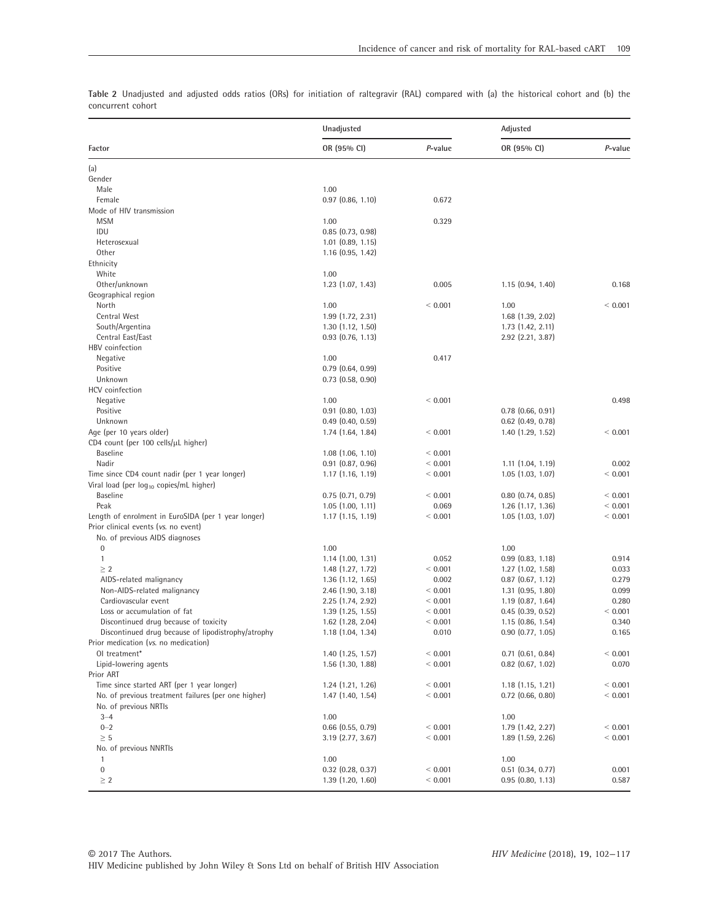**Table 2** Unadjusted and adjusted odds ratios (ORs) for initiation of raltegravir (RAL) compared with (a) the historical cohort and (b) the concurrent cohort

| Factor | Unadjusted | | Adjusted | |
|---|---|---|---|---|
| | OR (95% CI) | *P*-value | OR (95% CI) | *P*-value |
| (a) | | | | |
| Gender | | | | |
| Male | 1.00 | | | |
| Female | 0.97 (0.86, 1.10) | 0.672 | | |
| Mode of HIV transmission | | | | |
| MSM | 1.00 | 0.329 | | |
| IDU | 0.85 (0.73, 0.98) | | | |
| Heterosexual | 1.01 (0.89, 1.15) | | | |
| Other | 1.16 (0.95, 1.42) | | | |
| Ethnicity | | | | |
| White | 1.00 | | | |
| Other/unknown | 1.23 (1.07, 1.43) | 0.005 | 1.15 (0.94, 1.40) | 0.168 |
| Geographical region | | | | |
| North | 1.00 | < 0.001 | 1.00 | < 0.001 |
| Central West | 1.99 (1.72, 2.31) | | 1.68 (1.39, 2.02) | |
| South/Argentina | 1.30 (1.12, 1.50) | | 1.73 (1.42, 2.11) | |
| Central East/East | 0.93 (0.76, 1.13) | | 2.92 (2.21, 3.87) | |
| HBV coinfection | | | | |
| Negative | 1.00 | 0.417 | | |
| Positive | 0.79 (0.64, 0.99) | | | |
| Unknown | 0.73 (0.58, 0.90) | | | |
| HCV coinfection | | | | |
| Negative | 1.00 | < 0.001 | | 0.498 |
| Positive | 0.91 (0.80, 1.03) | | 0.78 (0.66, 0.91) | |
| Unknown | 0.49 (0.40, 0.59) | | 0.62 (0.49, 0.78) | |
| Age (per 10 years older) | 1.74 (1.64, 1.84) | < 0.001 | 1.40 (1.29, 1.52) | < 0.001 |
| CD4 count (per 100 cells/μL higher) | | | | |
| Baseline | 1.08 (1.06, 1.10) | < 0.001 | | |
| Nadir | 0.91 (0.87, 0.96) | < 0.001 | 1.11 (1.04, 1.19) | 0.002 |
| Time since CD4 count nadir (per 1 year longer) | 1.17 (1.16, 1.19) | < 0.001 | 1.05 (1.03, 1.07) | < 0.001 |
| Viral load (per $\log_{10}$ copies/mL higher) | | | | |
| Baseline | 0.75 (0.71, 0.79) | < 0.001 | 0.80 (0.74, 0.85) | < 0.001 |
| Peak | 1.05 (1.00, 1.11) | 0.069 | 1.26 (1.17, 1.36) | < 0.001 |
| Length of enrolment in EuroSIDA (per 1 year longer) | 1.17 (1.15, 1.19) | < 0.001 | 1.05 (1.03, 1.07) | < 0.001 |
| Prior clinical events (*vs.* no event) | | | | |
| No. of previous AIDS diagnoses | | | | |
| 0 | 1.00 | | 1.00 | |
| 1 | 1.14 (1.00, 1.31) | 0.052 | 0.99 (0.83, 1.18) | 0.914 |
| ≥ 2 | 1.48 (1.27, 1.72) | < 0.001 | 1.27 (1.02, 1.58) | 0.033 |
| AIDS-related malignancy | 1.36 (1.12, 1.65) | 0.002 | 0.87 (0.67, 1.12) | 0.279 |
| Non-AIDS-related malignancy | 2.46 (1.90, 3.18) | < 0.001 | 1.31 (0.95, 1.80) | 0.099 |
| Cardiovascular event | 2.25 (1.74, 2.92) | < 0.001 | 1.19 (0.87, 1.64) | 0.280 |
| Loss or accumulation of fat | 1.39 (1.25, 1.55) | < 0.001 | 0.45 (0.39, 0.52) | < 0.001 |
| Discontinued drug because of toxicity | 1.62 (1.28, 2.04) | < 0.001 | 1.15 (0.86, 1.54) | 0.340 |
| Discontinued drug because of lipodistrophy/atrophy | 1.18 (1.04, 1.34) | 0.010 | 0.90 (0.77, 1.05) | 0.165 |
| Prior medication (*vs.* no medication) | | | | |
| OI treatment* | 1.40 (1.25, 1.57) | < 0.001 | 0.71 (0.61, 0.84) | < 0.001 |
| Lipid-lowering agents | 1.56 (1.30, 1.88) | < 0.001 | 0.82 (0.67, 1.02) | 0.070 |
| Prior ART | | | | |
| Time since started ART (per 1 year longer) | 1.24 (1.21, 1.26) | < 0.001 | 1.18 (1.15, 1.21) | < 0.001 |
| No. of previous treatment failures (per one higher) | 1.47 (1.40, 1.54) | < 0.001 | 0.72 (0.66, 0.80) | < 0.001 |
| No. of previous NRTIs | | | | |
| 3–4 | 1.00 | | 1.00 | |
| 0–2 | 0.66 (0.55, 0.79) | < 0.001 | 1.79 (1.42, 2.27) | < 0.001 |
| ≥ 5 | 3.19 (2.77, 3.67) | < 0.001 | 1.89 (1.59, 2.26) | < 0.001 |
| No. of previous NNRTIs | | | | |
| 1 | 1.00 | | 1.00 | |
| 0 | 0.32 (0.28, 0.37) | < 0.001 | 0.51 (0.34, 0.77) | 0.001 |
| ≥ 2 | 1.39 (1.20, 1.60) | < 0.001 | 0.95 (0.80, 1.13) | 0.587 |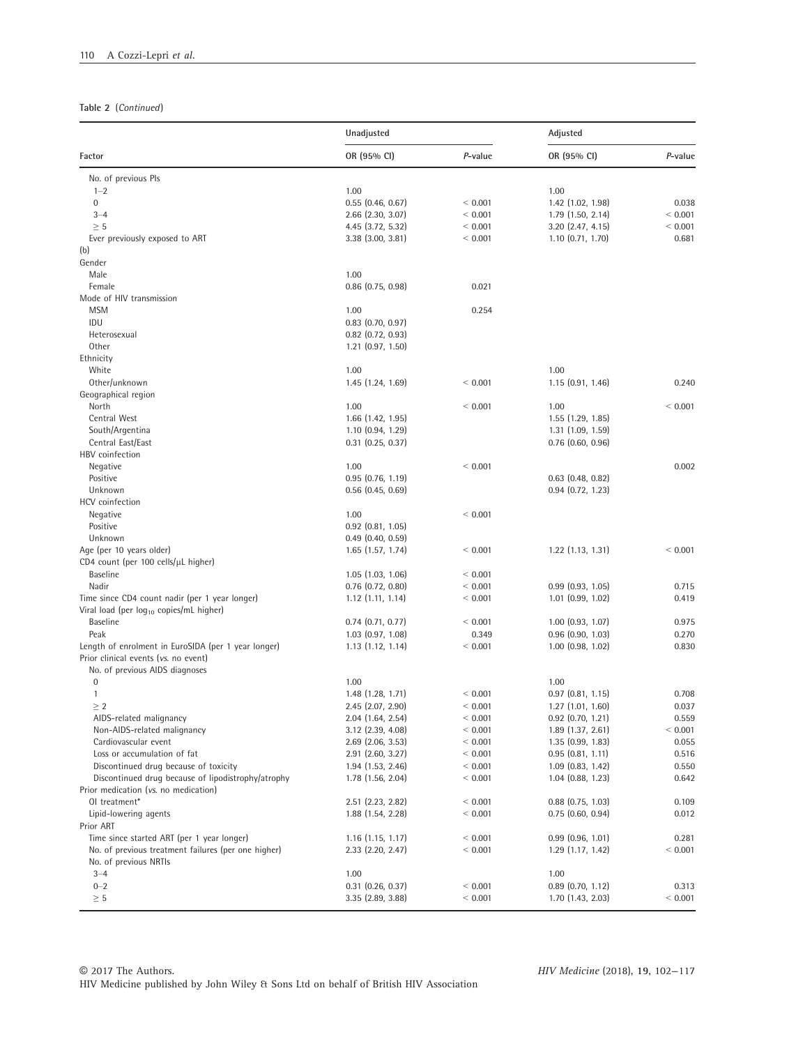**Table 2** (*Continued*)

| Factor | Unadjusted | | Adjusted | |
|---|---|---|---|---|
| | OR (95% CI) | *P*-value | OR (95% CI) | *P*-value |
| No. of previous PIs | | | | |
| 1–2 | 1.00 | | 1.00 | |
| 0 | 0.55 (0.46, 0.67) | < 0.001 | 1.42 (1.02, 1.98) | 0.038 |
| 3–4 | 2.66 (2.30, 3.07) | < 0.001 | 1.79 (1.50, 2.14) | < 0.001 |
| ≥ 5 | 4.45 (3.72, 5.32) | < 0.001 | 3.20 (2.47, 4.15) | < 0.001 |
| Ever previously exposed to ART | 3.38 (3.00, 3.81) | < 0.001 | 1.10 (0.71, 1.70) | 0.681 |
| (b) | | | | |
| Gender | | | | |
| Male | 1.00 | | | |
| Female | 0.86 (0.75, 0.98) | 0.021 | | |
| Mode of HIV transmission | | | | |
| MSM | 1.00 | 0.254 | | |
| IDU | 0.83 (0.70, 0.97) | | | |
| Heterosexual | 0.82 (0.72, 0.93) | | | |
| Other | 1.21 (0.97, 1.50) | | | |
| Ethnicity | | | | |
| White | 1.00 | | 1.00 | |
| Other/unknown | 1.45 (1.24, 1.69) | < 0.001 | 1.15 (0.91, 1.46) | 0.240 |
| Geographical region | | | | |
| North | 1.00 | < 0.001 | 1.00 | < 0.001 |
| Central West | 1.66 (1.42, 1.95) | | 1.55 (1.29, 1.85) | |
| South/Argentina | 1.10 (0.94, 1.29) | | 1.31 (1.09, 1.59) | |
| Central East/East | 0.31 (0.25, 0.37) | | 0.76 (0.60, 0.96) | |
| HBV coinfection | | | | |
| Negative | 1.00 | < 0.001 | | 0.002 |
| Positive | 0.95 (0.76, 1.19) | | 0.63 (0.48, 0.82) | |
| Unknown | 0.56 (0.45, 0.69) | | 0.94 (0.72, 1.23) | |
| HCV coinfection | | | | |
| Negative | 1.00 | < 0.001 | | |
| Positive | 0.92 (0.81, 1.05) | | | |
| Unknown | 0.49 (0.40, 0.59) | | | |
| Age (per 10 years older) | 1.65 (1.57, 1.74) | < 0.001 | 1.22 (1.13, 1.31) | < 0.001 |
| CD4 count (per 100 cells/μL higher) | | | | |
| Baseline | 1.05 (1.03, 1.06) | < 0.001 | | |
| Nadir | 0.76 (0.72, 0.80) | < 0.001 | 0.99 (0.93, 1.05) | 0.715 |
| Time since CD4 count nadir (per 1 year longer) | 1.12 (1.11, 1.14) | < 0.001 | 1.01 (0.99, 1.02) | 0.419 |
| Viral load (per $\log_{10}$ copies/mL higher) | | | | |
| Baseline | 0.74 (0.71, 0.77) | < 0.001 | 1.00 (0.93, 1.07) | 0.975 |
| Peak | 1.03 (0.97, 1.08) | 0.349 | 0.96 (0.90, 1.03) | 0.270 |
| Length of enrolment in EuroSIDA (per 1 year longer) | 1.13 (1.12, 1.14) | < 0.001 | 1.00 (0.98, 1.02) | 0.830 |
| Prior clinical events (*vs.* no event) | | | | |
| No. of previous AIDS diagnoses | | | | |
| 0 | 1.00 | | 1.00 | |
| 1 | 1.48 (1.28, 1.71) | < 0.001 | 0.97 (0.81, 1.15) | 0.708 |
| ≥ 2 | 2.45 (2.07, 2.90) | < 0.001 | 1.27 (1.01, 1.60) | 0.037 |
| AIDS-related malignancy | 2.04 (1.64, 2.54) | < 0.001 | 0.92 (0.70, 1.21) | 0.559 |
| Non-AIDS-related malignancy | 3.12 (2.39, 4.08) | < 0.001 | 1.89 (1.37, 2.61) | < 0.001 |
| Cardiovascular event | 2.69 (2.06, 3.53) | < 0.001 | 1.35 (0.99, 1.83) | 0.055 |
| Loss or accumulation of fat | 2.91 (2.60, 3.27) | < 0.001 | 0.95 (0.81, 1.11) | 0.516 |
| Discontinued drug because of toxicity | 1.94 (1.53, 2.46) | < 0.001 | 1.09 (0.83, 1.42) | 0.550 |
| Discontinued drug because of lipodystrophy/atrophy | 1.78 (1.56, 2.04) | < 0.001 | 1.04 (0.88, 1.23) | 0.642 |
| Prior medication (*vs.* no medication) | | | | |
| OI treatment* | 2.51 (2.23, 2.82) | < 0.001 | 0.88 (0.75, 1.03) | 0.109 |
| Lipid-lowering agents | 1.88 (1.54, 2.28) | < 0.001 | 0.75 (0.60, 0.94) | 0.012 |
| Prior ART | | | | |
| Time since started ART (per 1 year longer) | 1.16 (1.15, 1.17) | < 0.001 | 0.99 (0.96, 1.01) | 0.281 |
| No. of previous treatment failures (per one higher) | 2.33 (2.20, 2.47) | < 0.001 | 1.29 (1.17, 1.42) | < 0.001 |
| No. of previous NRTIs | | | | |
| 3–4 | 1.00 | | 1.00 | |
| 0–2 | 0.31 (0.26, 0.37) | < 0.001 | 0.89 (0.70, 1.12) | 0.313 |
| ≥ 5 | 3.35 (2.89, 3.88) | < 0.001 | 1.70 (1.43, 2.03) | < 0.001 |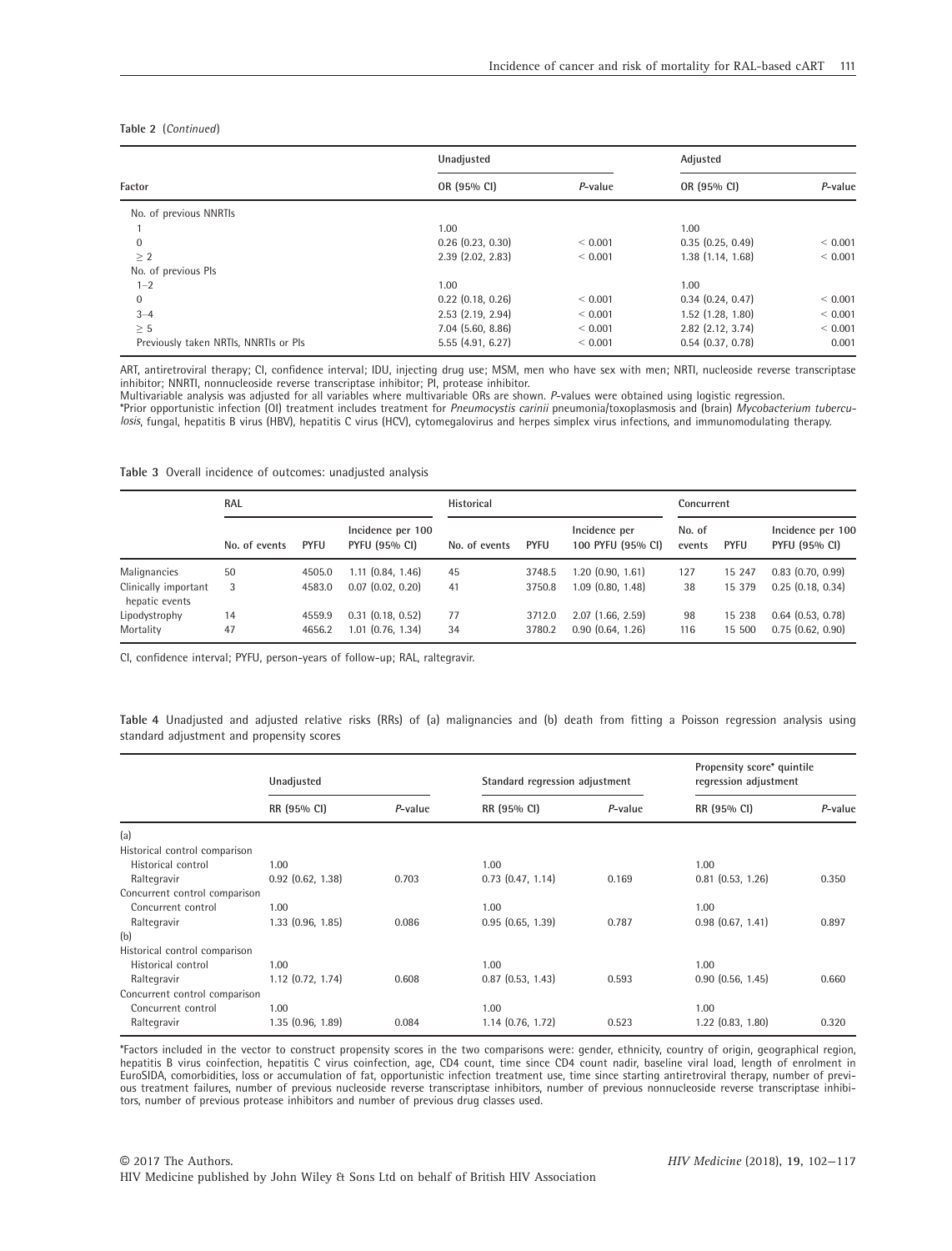**Table 2** (*Continued*)

| Factor | Unadjusted | | Adjusted | |
|---|---|---|---|---|
| | OR (95% CI) | *P*-value | OR (95% CI) | *P*-value |
| No. of previous NNRTIs | | | | |
| 1 | 1.00 | | 1.00 | |
| 0 | 0.26 (0.23, 0.30) | < 0.001 | 0.35 (0.25, 0.49) | < 0.001 |
| ≥ 2 | 2.39 (2.02, 2.83) | < 0.001 | 1.38 (1.14, 1.68) | < 0.001 |
| No. of previous PIs | | | | |
| 1–2 | 1.00 | | 1.00 | |
| 0 | 0.22 (0.18, 0.26) | < 0.001 | 0.34 (0.24, 0.47) | < 0.001 |
| 3–4 | 2.53 (2.19, 2.94) | < 0.001 | 1.52 (1.28, 1.80) | < 0.001 |
| ≥ 5 | 7.04 (5.60, 8.86) | < 0.001 | 2.82 (2.12, 3.74) | < 0.001 |
| Previously taken NRTIs, NNRTIs or PIs | 5.55 (4.91, 6.27) | < 0.001 | 0.54 (0.37, 0.78) | 0.001 |

ART, antiretroviral therapy; CI, confidence interval; IDU, injecting drug use; MSM, men who have sex with men; NRTI, nucleoside reverse transcriptase inhibitor; NNRTI, nonnucleoside reverse transcriptase inhibitor; PI, protease inhibitor.
Multivariable analysis was adjusted for all variables where multivariable ORs are shown. *P*-values were obtained using logistic regression.
*Prior opportunistic infection (OI) treatment includes treatment for *Pneumocystis carinii* pneumonia/toxoplasmosis and (brain) *Mycobacterium tuberculosis*, fungal, hepatitis B virus (HBV), hepatitis C virus (HCV), cytomegalovirus and herpes simplex virus infections, and immunomodulating therapy.

**Table 3** Overall incidence of outcomes: unadjusted analysis

| | RAL | | | Historical | | | Concurrent | | |
|---|---|---|---|---|---|---|---|---|---|
| | No. of events | PYFU | Incidence per 100 PYFU (95% CI) | No. of events | PYFU | Incidence per 100 PYFU (95% CI) | No. of events | PYFU | Incidence per 100 PYFU (95% CI) |
| Malignancies | 50 | 4505.0 | 1.11 (0.84, 1.46) | 45 | 3748.5 | 1.20 (0.90, 1.61) | 127 | 15 247 | 0.83 (0.70, 0.99) |
| Clinically important hepatic events | 3 | 4583.0 | 0.07 (0.02, 0.20) | 41 | 3750.8 | 1.09 (0.80, 1.48) | 38 | 15 379 | 0.25 (0.18, 0.34) |
| Lipodystrophy | 14 | 4559.9 | 0.31 (0.18, 0.52) | 77 | 3712.0 | 2.07 (1.66, 2.59) | 98 | 15 238 | 0.64 (0.53, 0.78) |
| Mortality | 47 | 4656.2 | 1.01 (0.76, 1.34) | 34 | 3780.2 | 0.90 (0.64, 1.26) | 116 | 15 500 | 0.75 (0.62, 0.90) |

CI, confidence interval; PYFU, person-years of follow-up; RAL, raltegravir.

**Table 4** Unadjusted and adjusted relative risks (RRs) of (a) malignancies and (b) death from fitting a Poisson regression analysis using standard adjustment and propensity scores

| | Unadjusted | | Standard regression adjustment | | Propensity score* quintile regression adjustment | |
|---|---|---|---|---|---|---|
| | RR (95% CI) | *P*-value | RR (95% CI) | *P*-value | RR (95% CI) | *P*-value |
| (a) | | | | | | |
| Historical control comparison | | | | | | |
| Historical control | 1.00 | | 1.00 | | 1.00 | |
| Raltegravir | 0.92 (0.62, 1.38) | 0.703 | 0.73 (0.47, 1.14) | 0.169 | 0.81 (0.53, 1.26) | 0.350 |
| Concurrent control comparison | | | | | | |
| Concurrent control | 1.00 | | 1.00 | | 1.00 | |
| Raltegravir | 1.33 (0.96, 1.85) | 0.086 | 0.95 (0.65, 1.39) | 0.787 | 0.98 (0.67, 1.41) | 0.897 |
| (b) | | | | | | |
| Historical control comparison | | | | | | |
| Historical control | 1.00 | | 1.00 | | 1.00 | |
| Raltegravir | 1.12 (0.72, 1.74) | 0.608 | 0.87 (0.53, 1.43) | 0.593 | 0.90 (0.56, 1.45) | 0.660 |
| Concurrent control comparison | | | | | | |
| Concurrent control | 1.00 | | 1.00 | | 1.00 | |
| Raltegravir | 1.35 (0.96, 1.89) | 0.084 | 1.14 (0.76, 1.72) | 0.523 | 1.22 (0.83, 1.80) | 0.320 |

*Factors included in the vector to construct propensity scores in the two comparisons were: gender, ethnicity, country of origin, geographical region, hepatitis B virus coinfection, hepatitis C virus coinfection, age, CD4 count, time since CD4 count nadir, baseline viral load, length of enrolment in EuroSIDA, comorbidities, loss or accumulation of fat, opportunistic infection treatment use, time since starting antiretroviral therapy, number of previous treatment failures, number of previous nucleoside reverse transcriptase inhibitors, number of previous nonnucleoside reverse transcriptase inhibitors, number of previous protease inhibitors and number of previous drug classes used.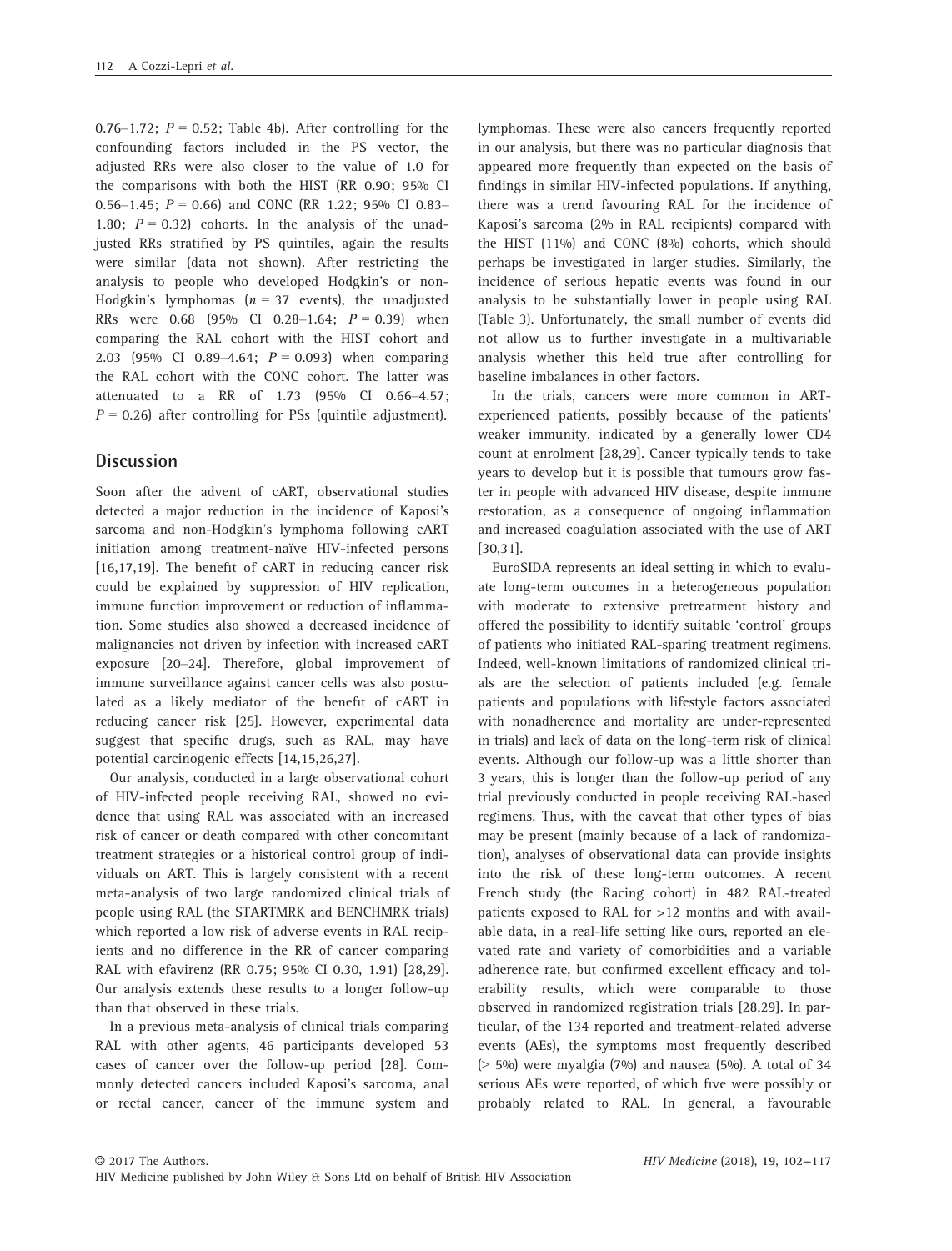0.76–1.72; $P = 0.52$; Table 4b). After controlling for the confounding factors included in the PS vector, the adjusted RRs were also closer to the value of 1.0 for the comparisons with both the HIST (RR 0.90; 95% CI 0.56–1.45; $P = 0.66$) and CONC (RR 1.22; 95% CI 0.83–1.80; $P = 0.32$) cohorts. In the analysis of the unadjusted RRs stratified by PS quintiles, again the results were similar (data not shown). After restricting the analysis to people who developed Hodgkin's or non-Hodgkin's lymphomas ($n = 37$ events), the unadjusted RRs were 0.68 (95% CI 0.28–1.64; $P = 0.39$) when comparing the RAL cohort with the HIST cohort and 2.03 (95% CI 0.89–4.64; $P = 0.093$) when comparing the RAL cohort with the CONC cohort. The latter was attenuated to a RR of 1.73 (95% CI 0.66–4.57; $P = 0.26$) after controlling for PSs (quintile adjustment).

## Discussion

Soon after the advent of cART, observational studies detected a major reduction in the incidence of Kaposi's sarcoma and non-Hodgkin's lymphoma following cART initiation among treatment-naïve HIV-infected persons [16,17,19]. The benefit of cART in reducing cancer risk could be explained by suppression of HIV replication, immune function improvement or reduction of inflammation. Some studies also showed a decreased incidence of malignancies not driven by infection with increased cART exposure [20–24]. Therefore, global improvement of immune surveillance against cancer cells was also postulated as a likely mediator of the benefit of cART in reducing cancer risk [25]. However, experimental data suggest that specific drugs, such as RAL, may have potential carcinogenic effects [14,15,26,27].

Our analysis, conducted in a large observational cohort of HIV-infected people receiving RAL, showed no evidence that using RAL was associated with an increased risk of cancer or death compared with other concomitant treatment strategies or a historical control group of individuals on ART. This is largely consistent with a recent meta-analysis of two large randomized clinical trials of people using RAL (the STARTMRK and BENCHMRK trials) which reported a low risk of adverse events in RAL recipients and no difference in the RR of cancer comparing RAL with efavirenz (RR 0.75; 95% CI 0.30, 1.91) [28,29]. Our analysis extends these results to a longer follow-up than that observed in these trials.

In a previous meta-analysis of clinical trials comparing RAL with other agents, 46 participants developed 53 cases of cancer over the follow-up period [28]. Commonly detected cancers included Kaposi's sarcoma, anal or rectal cancer, cancer of the immune system and lymphomas. These were also cancers frequently reported in our analysis, but there was no particular diagnosis that appeared more frequently than expected on the basis of findings in similar HIV-infected populations. If anything, there was a trend favouring RAL for the incidence of Kaposi's sarcoma (2% in RAL recipients) compared with the HIST (11%) and CONC (8%) cohorts, which should perhaps be investigated in larger studies. Similarly, the incidence of serious hepatic events was found in our analysis to be substantially lower in people using RAL (Table 3). Unfortunately, the small number of events did not allow us to further investigate in a multivariable analysis whether this held true after controlling for baseline imbalances in other factors.

In the trials, cancers were more common in ART-experienced patients, possibly because of the patients' weaker immunity, indicated by a generally lower CD4 count at enrolment [28,29]. Cancer typically tends to take years to develop but it is possible that tumours grow faster in people with advanced HIV disease, despite immune restoration, as a consequence of ongoing inflammation and increased coagulation associated with the use of ART [30,31].

EuroSIDA represents an ideal setting in which to evaluate long-term outcomes in a heterogeneous population with moderate to extensive pretreatment history and offered the possibility to identify suitable 'control' groups of patients who initiated RAL-sparing treatment regimens. Indeed, well-known limitations of randomized clinical trials are the selection of patients included (e.g. female patients and populations with lifestyle factors associated with nonadherence and mortality are under-represented in trials) and lack of data on the long-term risk of clinical events. Although our follow-up was a little shorter than 3 years, this is longer than the follow-up period of any trial previously conducted in people receiving RAL-based regimens. Thus, with the caveat that other types of bias may be present (mainly because of a lack of randomization), analyses of observational data can provide insights into the risk of these long-term outcomes. A recent French study (the Racing cohort) in 482 RAL-treated patients exposed to RAL for >12 months and with available data, in a real-life setting like ours, reported an elevated rate and variety of comorbidities and a variable adherence rate, but confirmed excellent efficacy and tolerability results, which were comparable to those observed in randomized registration trials [28,29]. In particular, of the 134 reported and treatment-related adverse events (AEs), the symptoms most frequently described (> 5%) were myalgia (7%) and nausea (5%). A total of 34 serious AEs were reported, of which five were possibly or probably related to RAL. In general, a favourable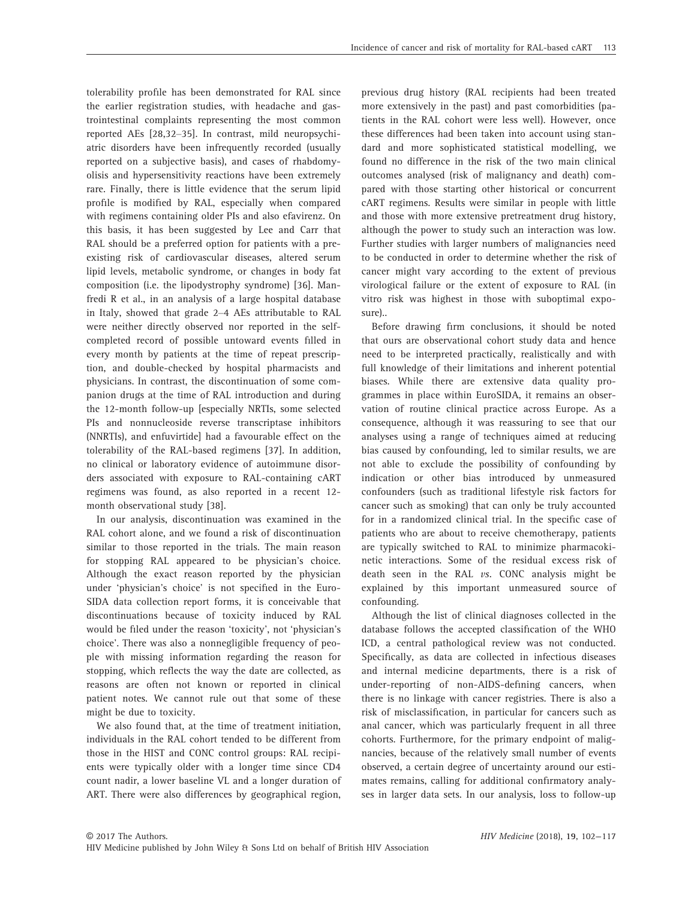tolerability profile has been demonstrated for RAL since the earlier registration studies, with headache and gastrointestinal complaints representing the most common reported AEs [28,32–35]. In contrast, mild neuropsychiatric disorders have been infrequently recorded (usually reported on a subjective basis), and cases of rhabdomyolisis and hypersensitivity reactions have been extremely rare. Finally, there is little evidence that the serum lipid profile is modified by RAL, especially when compared with regimens containing older PIs and also efavirenz. On this basis, it has been suggested by Lee and Carr that RAL should be a preferred option for patients with a pre-existing risk of cardiovascular diseases, altered serum lipid levels, metabolic syndrome, or changes in body fat composition (i.e. the lipodystrophy syndrome) [36]. Manfredi R et al., in an analysis of a large hospital database in Italy, showed that grade 2–4 AEs attributable to RAL were neither directly observed nor reported in the self-completed record of possible untoward events filled in every month by patients at the time of repeat prescription, and double-checked by hospital pharmacists and physicians. In contrast, the discontinuation of some companion drugs at the time of RAL introduction and during the 12-month follow-up [especially NRTIs, some selected PIs and nonnucleoside reverse transcriptase inhibitors (NNRTIs), and enfuvirtide] had a favourable effect on the tolerability of the RAL-based regimens [37]. In addition, no clinical or laboratory evidence of autoimmune disorders associated with exposure to RAL-containing cART regimens was found, as also reported in a recent 12-month observational study [38].

In our analysis, discontinuation was examined in the RAL cohort alone, and we found a risk of discontinuation similar to those reported in the trials. The main reason for stopping RAL appeared to be physician's choice. Although the exact reason reported by the physician under 'physician's choice' is not specified in the EuroSIDA data collection report forms, it is conceivable that discontinuations because of toxicity induced by RAL would be filed under the reason 'toxicity', not 'physician's choice'. There was also a nonnegligible frequency of people with missing information regarding the reason for stopping, which reflects the way the date are collected, as reasons are often not known or reported in clinical patient notes. We cannot rule out that some of these might be due to toxicity.

We also found that, at the time of treatment initiation, individuals in the RAL cohort tended to be different from those in the HIST and CONC control groups: RAL recipients were typically older with a longer time since CD4 count nadir, a lower baseline VL and a longer duration of ART. There were also differences by geographical region, previous drug history (RAL recipients had been treated more extensively in the past) and past comorbidities (patients in the RAL cohort were less well). However, once these differences had been taken into account using standard and more sophisticated statistical modelling, we found no difference in the risk of the two main clinical outcomes analysed (risk of malignancy and death) compared with those starting other historical or concurrent cART regimens. Results were similar in people with little and those with more extensive pretreatment drug history, although the power to study such an interaction was low. Further studies with larger numbers of malignancies need to be conducted in order to determine whether the risk of cancer might vary according to the extent of previous virological failure or the extent of exposure to RAL (in vitro risk was highest in those with suboptimal exposure)..

Before drawing firm conclusions, it should be noted that ours are observational cohort study data and hence need to be interpreted practically, realistically and with full knowledge of their limitations and inherent potential biases. While there are extensive data quality programmes in place within EuroSIDA, it remains an observation of routine clinical practice across Europe. As a consequence, although it was reassuring to see that our analyses using a range of techniques aimed at reducing bias caused by confounding, led to similar results, we are not able to exclude the possibility of confounding by indication or other bias introduced by unmeasured confounders (such as traditional lifestyle risk factors for cancer such as smoking) that can only be truly accounted for in a randomized clinical trial. In the specific case of patients who are about to receive chemotherapy, patients are typically switched to RAL to minimize pharmacokinetic interactions. Some of the residual excess risk of death seen in the RAL *vs.* CONC analysis might be explained by this important unmeasured source of confounding.

Although the list of clinical diagnoses collected in the database follows the accepted classification of the WHO ICD, a central pathological review was not conducted. Specifically, as data are collected in infectious diseases and internal medicine departments, there is a risk of under-reporting of non-AIDS-defining cancers, when there is no linkage with cancer registries. There is also a risk of misclassification, in particular for cancers such as anal cancer, which was particularly frequent in all three cohorts. Furthermore, for the primary endpoint of malignancies, because of the relatively small number of events observed, a certain degree of uncertainty around our estimates remains, calling for additional confirmatory analyses in larger data sets. In our analysis, loss to follow-up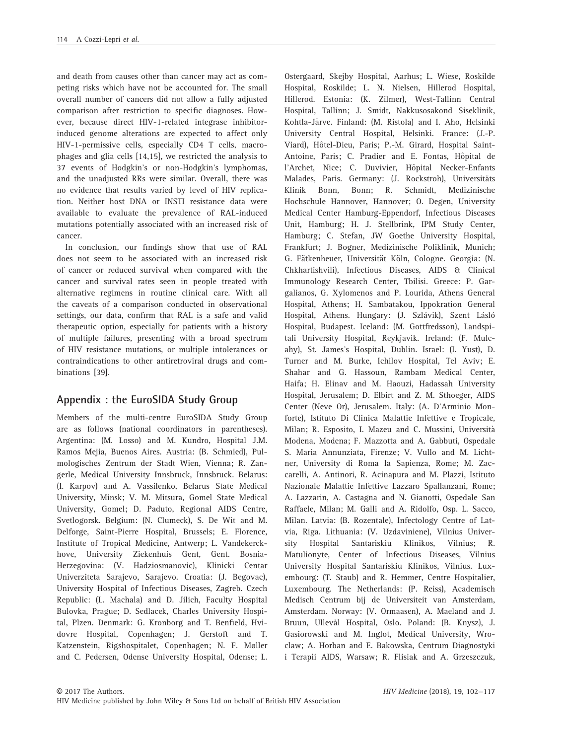and death from causes other than cancer may act as competing risks which have not been accounted for. The small overall number of cancers did not allow a fully adjusted comparison after restriction to specific diagnoses. However, because direct HIV-1-related integrase inhibitor-induced genome alterations are expected to affect only HIV-1-permissive cells, especially CD4 T cells, macrophages and glia cells [14,15], we restricted the analysis to 37 events of Hodgkin's or non-Hodgkin's lymphomas, and the unadjusted RRs were similar. Overall, there was no evidence that results varied by level of HIV replication. Neither host DNA or INSTI resistance data were available to evaluate the prevalence of RAL-induced mutations potentially associated with an increased risk of cancer.

In conclusion, our findings show that use of RAL does not seem to be associated with an increased risk of cancer or reduced survival when compared with the cancer and survival rates seen in people treated with alternative regimens in routine clinical care. With all the caveats of a comparison conducted in observational settings, our data, confirm that RAL is a safe and valid therapeutic option, especially for patients with a history of multiple failures, presenting with a broad spectrum of HIV resistance mutations, or multiple intolerances or contraindications to other antiretroviral drugs and combinations [39].

## Appendix : the EuroSIDA Study Group

Members of the multi-centre EuroSIDA Study Group are as follows (national coordinators in parentheses). Argentina: (M. Losso) and M. Kundro, Hospital J.M. Ramos Mejia, Buenos Aires. Austria: (B. Schmied), Pulmologisches Zentrum der Stadt Wien, Vienna; R. Zangerle, Medical University Innsbruck, Innsbruck. Belarus: (I. Karpov) and A. Vassilenko, Belarus State Medical University, Minsk; V. M. Mitsura, Gomel State Medical University, Gomel; D. Paduto, Regional AIDS Centre, Svetlogorsk. Belgium: (N. Clumeck), S. De Wit and M. Delforge, Saint-Pierre Hospital, Brussels; E. Florence, Institute of Tropical Medicine, Antwerp; L. Vandekerckhove, University Ziekenhuis Gent, Gent. Bosnia-Herzegovina: (V. Hadziosmanovic), Klinicki Centar Univerziteta Sarajevo, Sarajevo. Croatia: (J. Begovac), University Hospital of Infectious Diseases, Zagreb. Czech Republic: (L. Machala) and D. Jilich, Faculty Hospital Bulovka, Prague; D. Sedlacek, Charles University Hospital, Plzen. Denmark: G. Kronborg and T. Benfield, Hvidovre Hospital, Copenhagen; J. Gerstoft and T. Katzenstein, Rigshospitalet, Copenhagen; N. F. Møller and C. Pedersen, Odense University Hospital, Odense; L. Ostergaard, Skejby Hospital, Aarhus; L. Wiese, Roskilde Hospital, Roskilde; L. N. Nielsen, Hillerod Hospital, Hillerod. Estonia: (K. Zilmer), West-Tallinn Central Hospital, Tallinn; J. Smidt, Nakkusosakond Siseklinik, Kohtla-Järve. Finland: (M. Ristola) and I. Aho, Helsinki University Central Hospital, Helsinki. France: (J.-P. Viard), Hôtel-Dieu, Paris; P.-M. Girard, Hospital Saint-Antoine, Paris; C. Pradier and E. Fontas, Hôpital de l'Archet, Nice; C. Duvivier, Hôpital Necker-Enfants Malades, Paris. Germany: (J. Rockstroh), Universitäts Klinik Bonn, Bonn; R. Schmidt, Medizinische Hochschule Hannover, Hannover; O. Degen, University Medical Center Hamburg-Eppendorf, Infectious Diseases Unit, Hamburg; H. J. Stellbrink, IPM Study Center, Hamburg; C. Stefan, JW Goethe University Hospital, Frankfurt; J. Bogner, Medizinische Poliklinik, Munich; G. Fätkenheuer, Universität Köln, Cologne. Georgia: (N. Chkhartishvili), Infectious Diseases, AIDS & Clinical Immunology Research Center, Tbilisi. Greece: P. Gargalianos, G. Xylomenos and P. Lourida, Athens General Hospital, Athens; H. Sambatakou, Ippokration General Hospital, Athens. Hungary: (J. Szlávik), Szent Lásló Hospital, Budapest. Iceland: (M. Gottfredsson), Landspitali University Hospital, Reykjavik. Ireland: (F. Mulcahy), St. James's Hospital, Dublin. Israel: (I. Yust), D. Turner and M. Burke, Ichilov Hospital, Tel Aviv; E. Shahar and G. Hassoun, Rambam Medical Center, Haifa; H. Elinav and M. Haouzi, Hadassah University Hospital, Jerusalem; D. Elbirt and Z. M. Sthoeger, AIDS Center (Neve Or), Jerusalem. Italy: (A. D'Arminio Monforte), Istituto Di Clinica Malattie Infettive e Tropicale, Milan; R. Esposito, I. Mazeu and C. Mussini, Università Modena, Modena; F. Mazzotta and A. Gabbuti, Ospedale S. Maria Annunziata, Firenze; V. Vullo and M. Lichtner, University di Roma la Sapienza, Rome; M. Zaccarelli, A. Antinori, R. Acinapura and M. Plazzi, Istituto Nazionale Malattie Infettive Lazzaro Spallanzani, Rome; A. Lazzarin, A. Castagna and N. Gianotti, Ospedale San Raffaele, Milan; M. Galli and A. Ridolfo, Osp. L. Sacco, Milan. Latvia: (B. Rozentale), Infectology Centre of Latvia, Riga. Lithuania: (V. Uzdaviniene), Vilnius University Hospital Santariskiu Klinikos, Vilnius; R. Matulionyte, Center of Infectious Diseases, Vilnius University Hospital Santariskiu Klinikos, Vilnius. Luxembourg: (T. Staub) and R. Hemmer, Centre Hospitalier, Luxembourg. The Netherlands: (P. Reiss), Academisch Medisch Centrum bij de Universiteit van Amsterdam, Amsterdam. Norway: (V. Ormaasen), A. Maeland and J. Bruun, Ullevål Hospital, Oslo. Poland: (B. Knysz), J. Gasiorowski and M. Inglot, Medical University, Wroclaw; A. Horban and E. Bakowska, Centrum Diagnostyki i Terapii AIDS, Warsaw; R. Flisiak and A. Grzeszczuk,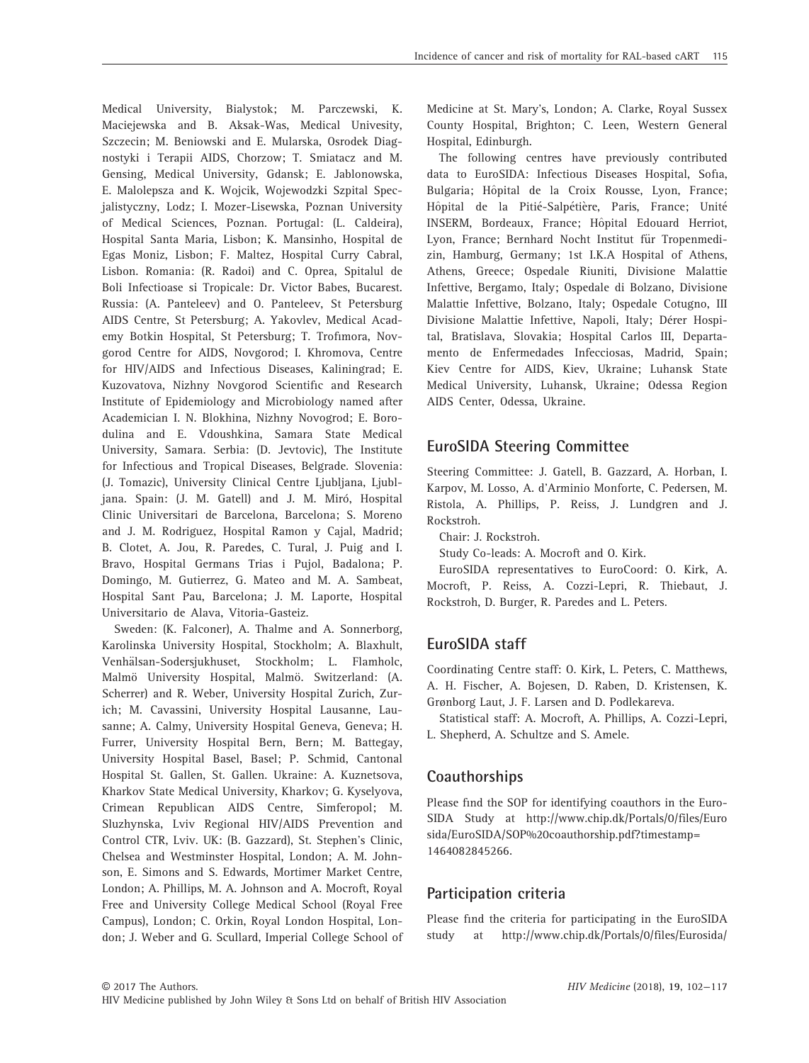Medical University, Bialystok; M. Parczewski, K. Maciejewska and B. Aksak-Was, Medical Univesity, Szczecin; M. Beniowski and E. Mularska, Osrodek Diagnostyki i Terapii AIDS, Chorzow; T. Smiatacz and M. Gensing, Medical University, Gdansk; E. Jablonowska, E. Malolepsza and K. Wojcik, Wojewodzki Szpital Specjalistyczny, Lodz; I. Mozer-Lisewska, Poznan University of Medical Sciences, Poznan. Portugal: (L. Caldeira), Hospital Santa Maria, Lisbon; K. Mansinho, Hospital de Egas Moniz, Lisbon; F. Maltez, Hospital Curry Cabral, Lisbon. Romania: (R. Radoi) and C. Oprea, Spitalul de Boli Infectioase si Tropicale: Dr. Victor Babes, Bucarest. Russia: (A. Panteleev) and O. Panteleev, St Petersburg AIDS Centre, St Petersburg; A. Yakovlev, Medical Academy Botkin Hospital, St Petersburg; T. Trofimora, Novgorod Centre for AIDS, Novgorod; I. Khromova, Centre for HIV/AIDS and Infectious Diseases, Kaliningrad; E. Kuzovatova, Nizhny Novgorod Scientific and Research Institute of Epidemiology and Microbiology named after Academician I. N. Blokhina, Nizhny Novogrod; E. Borodulina and E. Vdoushkina, Samara State Medical University, Samara. Serbia: (D. Jevtovic), The Institute for Infectious and Tropical Diseases, Belgrade. Slovenia: (J. Tomazic), University Clinical Centre Ljubljana, Ljubljana. Spain: (J. M. Gatell) and J. M. Miró, Hospital Clinic Universitari de Barcelona, Barcelona; S. Moreno and J. M. Rodriguez, Hospital Ramon y Cajal, Madrid; B. Clotet, A. Jou, R. Paredes, C. Tural, J. Puig and I. Bravo, Hospital Germans Trias i Pujol, Badalona; P. Domingo, M. Gutierrez, G. Mateo and M. A. Sambeat, Hospital Sant Pau, Barcelona; J. M. Laporte, Hospital Universitario de Alava, Vitoria-Gasteiz.

Sweden: (K. Falconer), A. Thalme and A. Sonnerborg, Karolinska University Hospital, Stockholm; A. Blaxhult, Venhälsan-Sodersjukhuset, Stockholm; L. Flamholc, Malmö University Hospital, Malmö. Switzerland: (A. Scherrer) and R. Weber, University Hospital Zurich, Zurich; M. Cavassini, University Hospital Lausanne, Lausanne; A. Calmy, University Hospital Geneva, Geneva; H. Furrer, University Hospital Bern, Bern; M. Battegay, University Hospital Basel, Basel; P. Schmid, Cantonal Hospital St. Gallen, St. Gallen. Ukraine: A. Kuznetsova, Kharkov State Medical University, Kharkov; G. Kyselyova, Crimean Republican AIDS Centre, Simferopol; M. Sluzhynska, Lviv Regional HIV/AIDS Prevention and Control CTR, Lviv. UK: (B. Gazzard), St. Stephen's Clinic, Chelsea and Westminster Hospital, London; A. M. Johnson, E. Simons and S. Edwards, Mortimer Market Centre, London; A. Phillips, M. A. Johnson and A. Mocroft, Royal Free and University College Medical School (Royal Free Campus), London; C. Orkin, Royal London Hospital, London; J. Weber and G. Scullard, Imperial College School of Medicine at St. Mary's, London; A. Clarke, Royal Sussex County Hospital, Brighton; C. Leen, Western General Hospital, Edinburgh.

The following centres have previously contributed data to EuroSIDA: Infectious Diseases Hospital, Sofia, Bulgaria; Hôpital de la Croix Rousse, Lyon, France; Hôpital de la Pitié-Salpétière, Paris, France; Unité INSERM, Bordeaux, France; Hôpital Edouard Herriot, Lyon, France; Bernhard Nocht Institut für Tropenmedizin, Hamburg, Germany; 1st I.K.A Hospital of Athens, Athens, Greece; Ospedale Riuniti, Divisione Malattie Infettive, Bergamo, Italy; Ospedale di Bolzano, Divisione Malattie Infettive, Bolzano, Italy; Ospedale Cotugno, III Divisione Malattie Infettive, Napoli, Italy; Dérer Hospital, Bratislava, Slovakia; Hospital Carlos III, Departamento de Enfermedades Infecciosas, Madrid, Spain; Kiev Centre for AIDS, Kiev, Ukraine; Luhansk State Medical University, Luhansk, Ukraine; Odessa Region AIDS Center, Odessa, Ukraine.

## EuroSIDA Steering Committee

Steering Committee: J. Gatell, B. Gazzard, A. Horban, I. Karpov, M. Losso, A. d'Arminio Monforte, C. Pedersen, M. Ristola, A. Phillips, P. Reiss, J. Lundgren and J. Rockstroh.

Chair: J. Rockstroh.

Study Co-leads: A. Mocroft and O. Kirk.

EuroSIDA representatives to EuroCoord: O. Kirk, A. Mocroft, P. Reiss, A. Cozzi-Lepri, R. Thiebaut, J. Rockstroh, D. Burger, R. Paredes and L. Peters.

## EuroSIDA staff

Coordinating Centre staff: O. Kirk, L. Peters, C. Matthews, A. H. Fischer, A. Bojesen, D. Raben, D. Kristensen, K. Grønborg Laut, J. F. Larsen and D. Podlekareva.

Statistical staff: A. Mocroft, A. Phillips, A. Cozzi-Lepri, L. Shepherd, A. Schultze and S. Amele.

## Coauthorships

Please find the SOP for identifying coauthors in the EuroSIDA Study at http://www.chip.dk/Portals/0/files/Eurosida/EuroSIDA/SOP%20coauthorship.pdf?timestamp=1464082845266.

## Participation criteria

Please find the criteria for participating in the EuroSIDA study at http://www.chip.dk/Portals/0/files/Eurosida/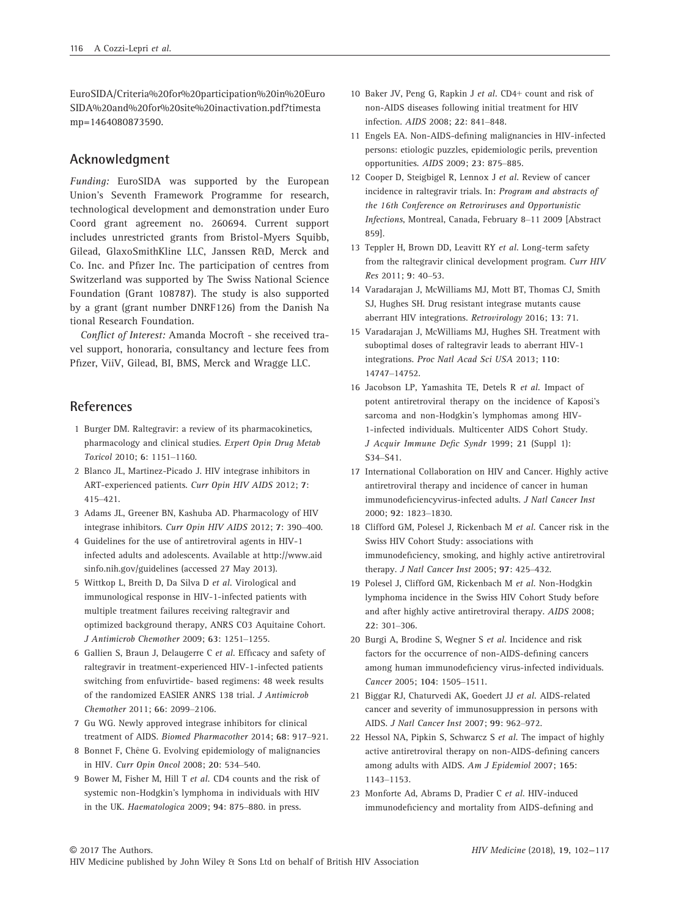EuroSIDA/Criteria%20for%20participation%20in%20EuroSIDA%20and%20for%20site%20inactivation.pdf?timestamp=1464080873590.

## Acknowledgment

*Funding:* EuroSIDA was supported by the European Union's Seventh Framework Programme for research, technological development and demonstration under Euro Coord grant agreement no. 260694. Current support includes unrestricted grants from Bristol-Myers Squibb, Gilead, GlaxoSmithKline LLC, Janssen R&D, Merck and Co. Inc. and Pfizer Inc. The participation of centres from Switzerland was supported by The Swiss National Science Foundation (Grant 108787). The study is also supported by a grant (grant number DNRF126) from the Danish National Research Foundation.

*Conflict of Interest:* Amanda Mocroft - she received travel support, honoraria, consultancy and lecture fees from Pfizer, ViiV, Gilead, BI, BMS, Merck and Wragge LLC.

## References

1 Burger DM. Raltegravir: a review of its pharmacokinetics, pharmacology and clinical studies. *Expert Opin Drug Metab Toxicol* 2010; **6**: 1151–1160.

2 Blanco JL, Martinez-Picado J. HIV integrase inhibitors in ART-experienced patients. *Curr Opin HIV AIDS* 2012; **7**: 415–421.

3 Adams JL, Greener BN, Kashuba AD. Pharmacology of HIV integrase inhibitors. *Curr Opin HIV AIDS* 2012; **7**: 390–400.

4 Guidelines for the use of antiretroviral agents in HIV-1 infected adults and adolescents. Available at http://www.aidsinfo.nih.gov/guidelines (accessed 27 May 2013).

5 Wittkop L, Breith D, Da Silva D *et al*. Virological and immunological response in HIV-1-infected patients with multiple treatment failures receiving raltegravir and optimized background therapy, ANRS CO3 Aquitaine Cohort. *J Antimicrob Chemother* 2009; **63**: 1251–1255.

6 Gallien S, Braun J, Delaugerre C *et al*. Efficacy and safety of raltegravir in treatment-experienced HIV-1-infected patients switching from enfuvirtide- based regimens: 48 week results of the randomized EASIER ANRS 138 trial. *J Antimicrob Chemother* 2011; **66**: 2099–2106.

7 Gu WG. Newly approved integrase inhibitors for clinical treatment of AIDS. *Biomed Pharmacother* 2014; **68**: 917–921.

8 Bonnet F, Chêne G. Evolving epidemiology of malignancies in HIV. *Curr Opin Oncol* 2008; **20**: 534–540.

9 Bower M, Fisher M, Hill T *et al*. CD4 counts and the risk of systemic non-Hodgkin's lymphoma in individuals with HIV in the UK. *Haematologica* 2009; **94**: 875–880. in press.

10 Baker JV, Peng G, Rapkin J *et al*. CD4+ count and risk of non-AIDS diseases following initial treatment for HIV infection. *AIDS* 2008; **22**: 841–848.

11 Engels EA. Non-AIDS-defining malignancies in HIV-infected persons: etiologic puzzles, epidemiologic perils, prevention opportunities. *AIDS* 2009; **23**: 875–885.

12 Cooper D, Steigbigel R, Lennox J *et al*. Review of cancer incidence in raltegravir trials. In: *Program and abstracts of the 16th Conference on Retroviruses and Opportunistic Infections*, Montreal, Canada, February 8–11 2009 [Abstract 859].

13 Teppler H, Brown DD, Leavitt RY *et al*. Long-term safety from the raltegravir clinical development program. *Curr HIV Res* 2011; **9**: 40–53.

14 Varadarajan J, McWilliams MJ, Mott BT, Thomas CJ, Smith SJ, Hughes SH. Drug resistant integrase mutants cause aberrant HIV integrations. *Retrovirology* 2016; **13**: 71.

15 Varadarajan J, McWilliams MJ, Hughes SH. Treatment with suboptimal doses of raltegravir leads to aberrant HIV-1 integrations. *Proc Natl Acad Sci USA* 2013; **110**: 14747–14752.

16 Jacobson LP, Yamashita TE, Detels R *et al*. Impact of potent antiretroviral therapy on the incidence of Kaposi's sarcoma and non-Hodgkin's lymphomas among HIV-1-infected individuals. Multicenter AIDS Cohort Study. *J Acquir Immune Defic Syndr* 1999; **21** (Suppl 1): S34–S41.

17 International Collaboration on HIV and Cancer. Highly active antiretroviral therapy and incidence of cancer in human immunodeficiencyvirus-infected adults. *J Natl Cancer Inst* 2000; **92**: 1823–1830.

18 Clifford GM, Polesel J, Rickenbach M *et al*. Cancer risk in the Swiss HIV Cohort Study: associations with immunodeficiency, smoking, and highly active antiretroviral therapy. *J Natl Cancer Inst* 2005; **97**: 425–432.

19 Polesel J, Clifford GM, Rickenbach M *et al*. Non-Hodgkin lymphoma incidence in the Swiss HIV Cohort Study before and after highly active antiretroviral therapy. *AIDS* 2008; **22**: 301–306.

20 Burgi A, Brodine S, Wegner S *et al*. Incidence and risk factors for the occurrence of non-AIDS-defining cancers among human immunodeficiency virus-infected individuals. *Cancer* 2005; **104**: 1505–1511.

21 Biggar RJ, Chaturvedi AK, Goedert JJ *et al*. AIDS-related cancer and severity of immunosuppression in persons with AIDS. *J Natl Cancer Inst* 2007; **99**: 962–972.

22 Hessol NA, Pipkin S, Schwarcz S *et al*. The impact of highly active antiretroviral therapy on non-AIDS-defining cancers among adults with AIDS. *Am J Epidemiol* 2007; **165**: 1143–1153.

23 Monforte Ad, Abrams D, Pradier C *et al*. HIV-induced immunodeficiency and mortality from AIDS-defining and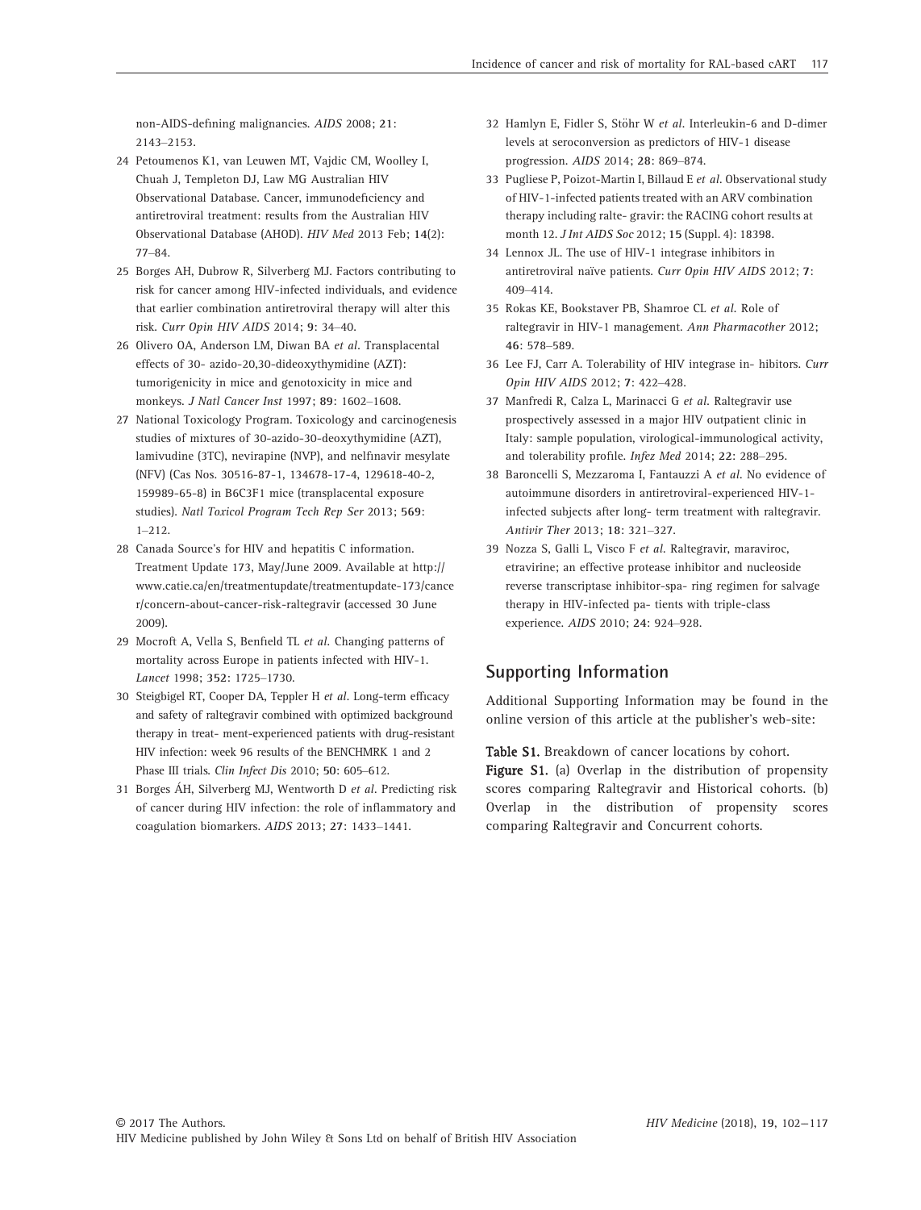non-AIDS-defining malignancies. *AIDS* 2008; **21**: 2143–2153.

24 Petoumenos K1, van Leuwen MT, Vajdic CM, Woolley I, Chuah J, Templeton DJ, Law MG Australian HIV Observational Database. Cancer, immunodeficiency and antiretroviral treatment: results from the Australian HIV Observational Database (AHOD). *HIV Med* 2013 Feb; **14**(2): 77–84.

25 Borges AH, Dubrow R, Silverberg MJ. Factors contributing to risk for cancer among HIV-infected individuals, and evidence that earlier combination antiretroviral therapy will alter this risk. *Curr Opin HIV AIDS* 2014; **9**: 34–40.

26 Olivero OA, Anderson LM, Diwan BA *et al*. Transplacental effects of 30- azido-20,30-dideoxythymidine (AZT): tumorigenicity in mice and genotoxicity in mice and monkeys. *J Natl Cancer Inst* 1997; **89**: 1602–1608.

27 National Toxicology Program. Toxicology and carcinogenesis studies of mixtures of 30-azido-30-deoxythymidine (AZT), lamivudine (3TC), nevirapine (NVP), and nelfinavir mesylate (NFV) (Cas Nos. 30516-87-1, 134678-17-4, 129618-40-2, 159989-65-8) in B6C3F1 mice (transplacental exposure studies). *Natl Toxicol Program Tech Rep Ser* 2013; **569**: 1–212.

28 Canada Source's for HIV and hepatitis C information. Treatment Update 173, May/June 2009. Available at http://www.catie.ca/en/treatmentupdate/treatmentupdate-173/cancer/concern-about-cancer-risk-raltegravir (accessed 30 June 2009).

29 Mocroft A, Vella S, Benfield TL *et al*. Changing patterns of mortality across Europe in patients infected with HIV-1. *Lancet* 1998; **352**: 1725–1730.

30 Steigbigel RT, Cooper DA, Teppler H *et al*. Long-term efficacy and safety of raltegravir combined with optimized background therapy in treat- ment-experienced patients with drug-resistant HIV infection: week 96 results of the BENCHMRK 1 and 2 Phase III trials. *Clin Infect Dis* 2010; **50**: 605–612.

31 Borges ÁH, Silverberg MJ, Wentworth D *et al*. Predicting risk of cancer during HIV infection: the role of inflammatory and coagulation biomarkers. *AIDS* 2013; **27**: 1433–1441.

32 Hamlyn E, Fidler S, Stöhr W *et al*. Interleukin-6 and D-dimer levels at seroconversion as predictors of HIV-1 disease progression. *AIDS* 2014; **28**: 869–874.

33 Pugliese P, Poizot-Martin I, Billaud E *et al*. Observational study of HIV-1-infected patients treated with an ARV combination therapy including ralte- gravir: the RACING cohort results at month 12. *J Int AIDS Soc* 2012; **15** (Suppl. 4): 18398.

34 Lennox JL. The use of HIV-1 integrase inhibitors in antiretroviral naïve patients. *Curr Opin HIV AIDS* 2012; **7**: 409–414.

35 Rokas KE, Bookstaver PB, Shamroe CL *et al*. Role of raltegravir in HIV-1 management. *Ann Pharmacother* 2012; **46**: 578–589.

36 Lee FJ, Carr A. Tolerability of HIV integrase in- hibitors. *Curr Opin HIV AIDS* 2012; **7**: 422–428.

37 Manfredi R, Calza L, Marinacci G *et al*. Raltegravir use prospectively assessed in a major HIV outpatient clinic in Italy: sample population, virological-immunological activity, and tolerability profile. *Infez Med* 2014; **22**: 288–295.

38 Baroncelli S, Mezzaroma I, Fantauzzi A *et al*. No evidence of autoimmune disorders in antiretroviral-experienced HIV-1-infected subjects after long- term treatment with raltegravir. *Antivir Ther* 2013; **18**: 321–327.

39 Nozza S, Galli L, Visco F *et al*. Raltegravir, maraviroc, etravirine; an effective protease inhibitor and nucleoside reverse transcriptase inhibitor-spa- ring regimen for salvage therapy in HIV-infected pa- tients with triple-class experience. *AIDS* 2010; **24**: 924–928.

## Supporting Information

Additional Supporting Information may be found in the online version of this article at the publisher's web-site:

**Table S1.** Breakdown of cancer locations by cohort.

**Figure S1.** (a) Overlap in the distribution of propensity scores comparing Raltegravir and Historical cohorts. (b) Overlap in the distribution of propensity scores comparing Raltegravir and Concurrent cohorts.